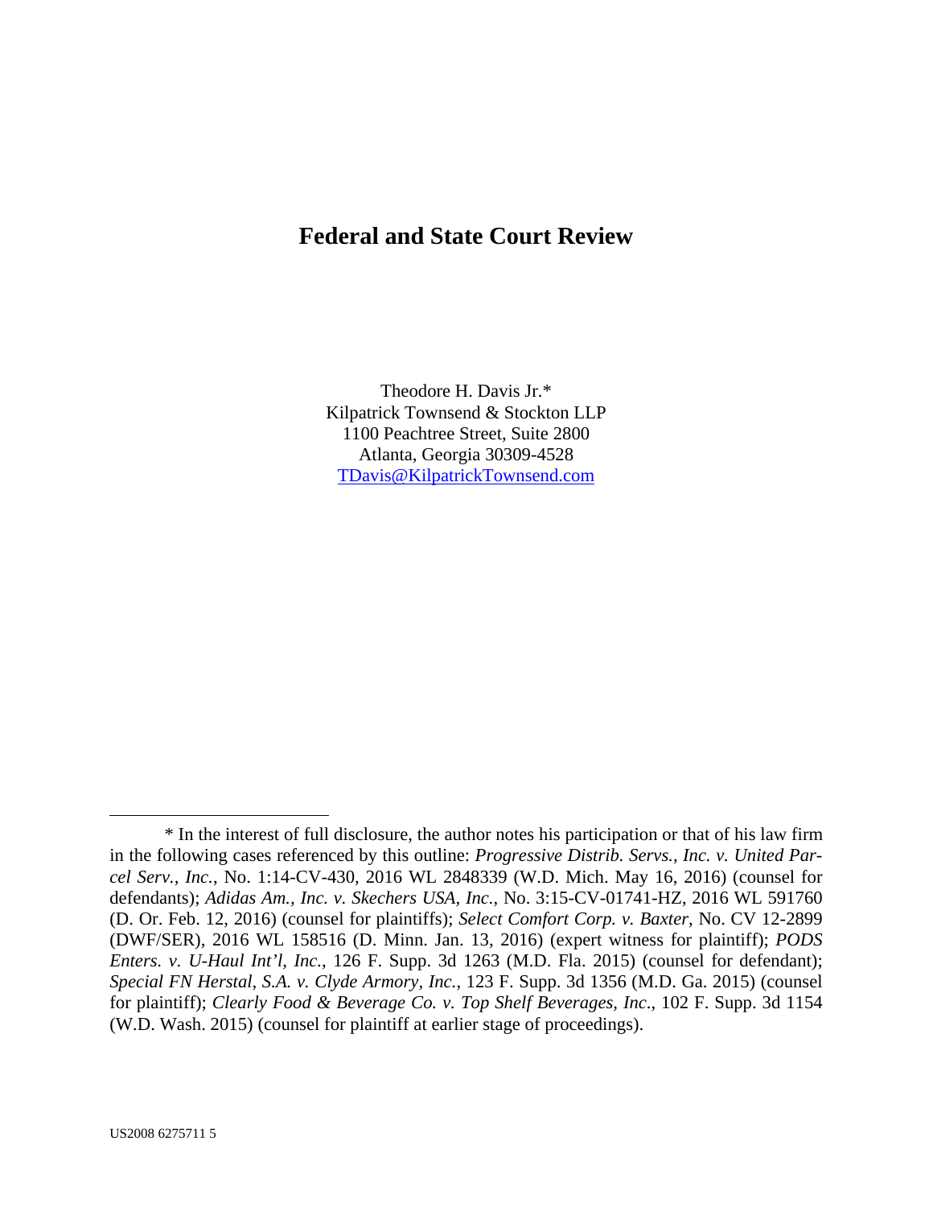# Federal and State Court Review

Theodore H. Davis Jr.*
Kilpatrick Townsend & Stockton LLP
1100 Peachtree Street, Suite 2800
Atlanta, Georgia 30309-4528
TDavis@KilpatrickTownsend.com

---

\* In the interest of full disclosure, the author notes his participation or that of his law firm in the following cases referenced by this outline: *Progressive Distrib. Servs., Inc. v. United Parcel Serv., Inc.*, No. 1:14-CV-430, 2016 WL 2848339 (W.D. Mich. May 16, 2016) (counsel for defendants); *Adidas Am., Inc. v. Skechers USA, Inc.*, No. 3:15-CV-01741-HZ, 2016 WL 591760 (D. Or. Feb. 12, 2016) (counsel for plaintiffs); *Select Comfort Corp. v. Baxter*, No. CV 12-2899 (DWF/SER), 2016 WL 158516 (D. Minn. Jan. 13, 2016) (expert witness for plaintiff); *PODS Enters. v. U-Haul Int'l, Inc.*, 126 F. Supp. 3d 1263 (M.D. Fla. 2015) (counsel for defendant); *Special FN Herstal, S.A. v. Clyde Armory, Inc.*, 123 F. Supp. 3d 1356 (M.D. Ga. 2015) (counsel for plaintiff); *Clearly Food & Beverage Co. v. Top Shelf Beverages, Inc.*, 102 F. Supp. 3d 1154 (W.D. Wash. 2015) (counsel for plaintiff at earlier stage of proceedings).

US2008 6275711 5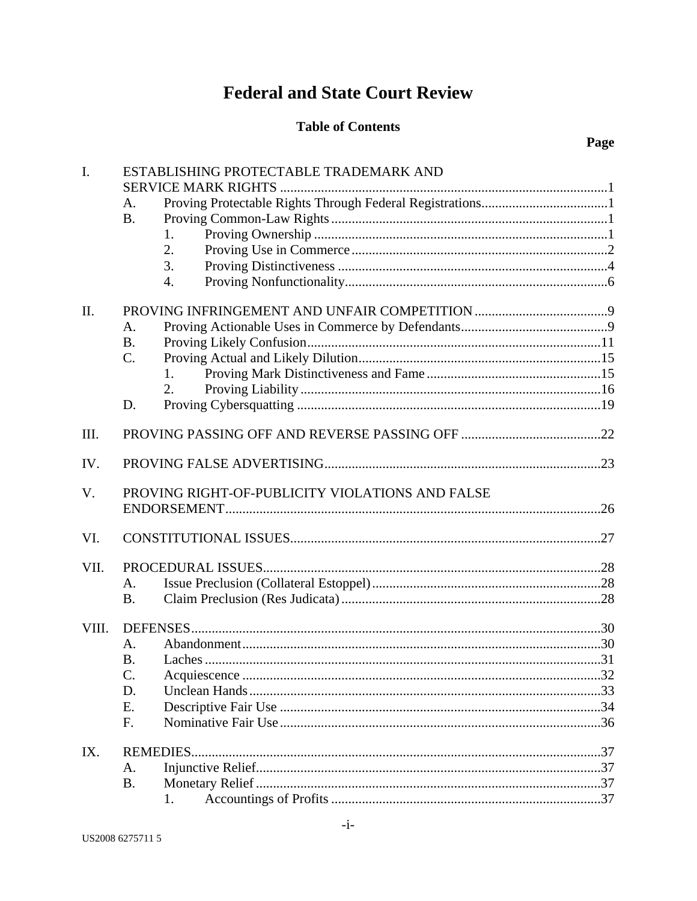# Federal and State Court Review

## Table of Contents

**Page**

I. ESTABLISHING PROTECTABLE TRADEMARK AND SERVICE MARK RIGHTS ....1
- A. Proving Protectable Rights Through Federal Registrations ....1
- B. Proving Common-Law Rights ....1
  - 1. Proving Ownership ....1
  - 2. Proving Use in Commerce ....2
  - 3. Proving Distinctiveness ....4
  - 4. Proving Nonfunctionality ....6

II. PROVING INFRINGEMENT AND UNFAIR COMPETITION ....9
- A. Proving Actionable Uses in Commerce by Defendants ....9
- B. Proving Likely Confusion ....11
- C. Proving Actual and Likely Dilution ....15
  - 1. Proving Mark Distinctiveness and Fame ....15
  - 2. Proving Liability ....16
- D. Proving Cybersquatting ....19

III. PROVING PASSING OFF AND REVERSE PASSING OFF ....22

IV. PROVING FALSE ADVERTISING ....23

V. PROVING RIGHT-OF-PUBLICITY VIOLATIONS AND FALSE ENDORSEMENT ....26

VI. CONSTITUTIONAL ISSUES ....27

VII. PROCEDURAL ISSUES ....28
- A. Issue Preclusion (Collateral Estoppel) ....28
- B. Claim Preclusion (Res Judicata) ....28

VIII. DEFENSES ....30
- A. Abandonment ....30
- B. Laches ....31
- C. Acquiescence ....32
- D. Unclean Hands ....33
- E. Descriptive Fair Use ....34
- F. Nominative Fair Use ....36

IX. REMEDIES ....37
- A. Injunctive Relief ....37
- B. Monetary Relief ....37
  - 1. Accountings of Profits ....37

US2008 6275711 5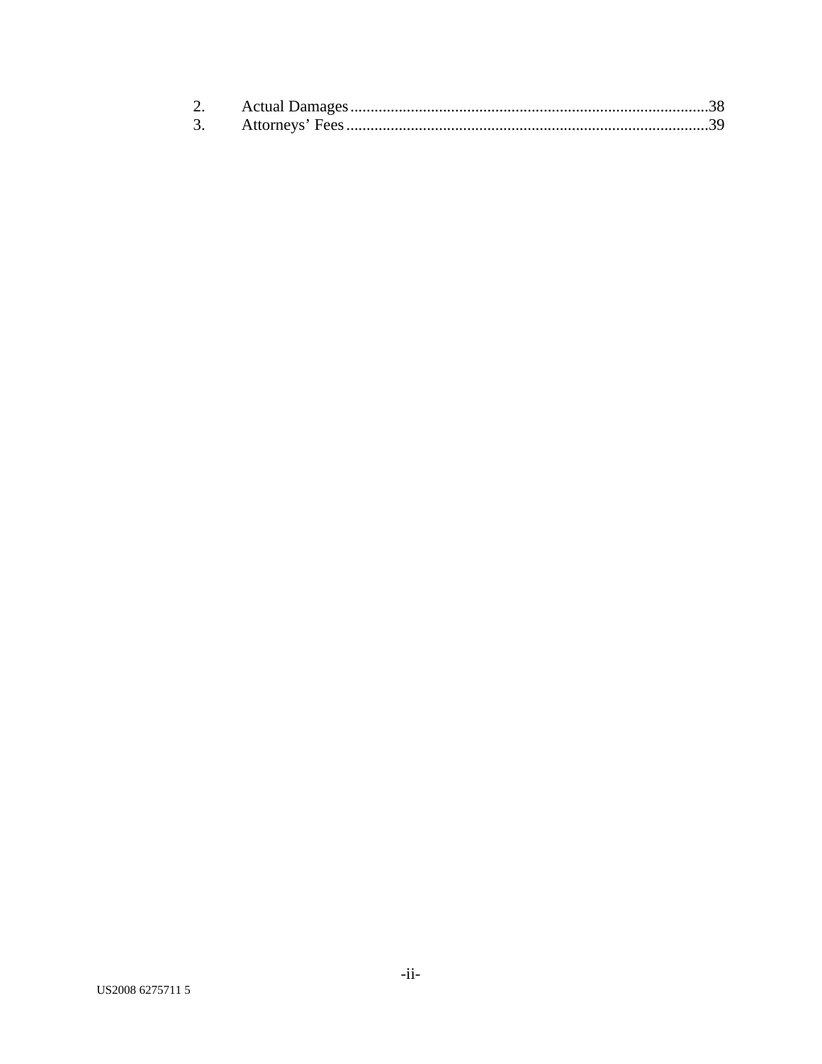2. Actual Damages........................................................................................38
3. Attorneys' Fees.........................................................................................39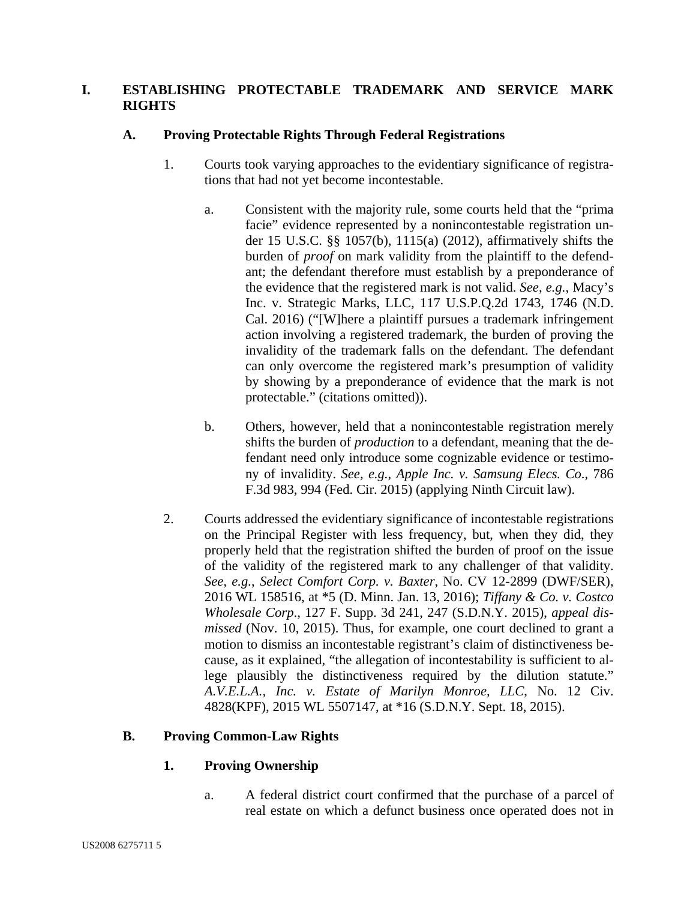# I. ESTABLISHING PROTECTABLE TRADEMARK AND SERVICE MARK RIGHTS

## A. Proving Protectable Rights Through Federal Registrations

1. Courts took varying approaches to the evidentiary significance of registrations that had not yet become incontestable.

   a. Consistent with the majority rule, some courts held that the "prima facie" evidence represented by a nonincontestable registration under 15 U.S.C. §§ 1057(b), 1115(a) (2012), affirmatively shifts the burden of *proof* on mark validity from the plaintiff to the defendant; the defendant therefore must establish by a preponderance of the evidence that the registered mark is not valid. *See, e.g.*, Macy's Inc. v. Strategic Marks, LLC, 117 U.S.P.Q.2d 1743, 1746 (N.D. Cal. 2016) ("[W]here a plaintiff pursues a trademark infringement action involving a registered trademark, the burden of proving the invalidity of the trademark falls on the defendant. The defendant can only overcome the registered mark's presumption of validity by showing by a preponderance of evidence that the mark is not protectable." (citations omitted)).

   b. Others, however, held that a nonincontestable registration merely shifts the burden of *production* to a defendant, meaning that the defendant need only introduce some cognizable evidence or testimony of invalidity. *See, e.g.*, *Apple Inc. v. Samsung Elecs. Co.*, 786 F.3d 983, 994 (Fed. Cir. 2015) (applying Ninth Circuit law).

2. Courts addressed the evidentiary significance of incontestable registrations on the Principal Register with less frequency, but, when they did, they properly held that the registration shifted the burden of proof on the issue of the validity of the registered mark to any challenger of that validity. *See, e.g.*, *Select Comfort Corp. v. Baxter*, No. CV 12-2899 (DWF/SER), 2016 WL 158516, at *5 (D. Minn. Jan. 13, 2016); *Tiffany & Co. v. Costco Wholesale Corp*., 127 F. Supp. 3d 241, 247 (S.D.N.Y. 2015), *appeal dismissed* (Nov. 10, 2015). Thus, for example, one court declined to grant a motion to dismiss an incontestable registrant's claim of distinctiveness because, as it explained, "the allegation of incontestability is sufficient to allege plausibly the distinctiveness required by the dilution statute." *A.V.E.L.A., Inc. v. Estate of Marilyn Monroe, LLC*, No. 12 Civ. 4828(KPF), 2015 WL 5507147, at *16 (S.D.N.Y. Sept. 18, 2015).

## B. Proving Common-Law Rights

### 1. Proving Ownership

   a. A federal district court confirmed that the purchase of a parcel of real estate on which a defunct business once operated does not in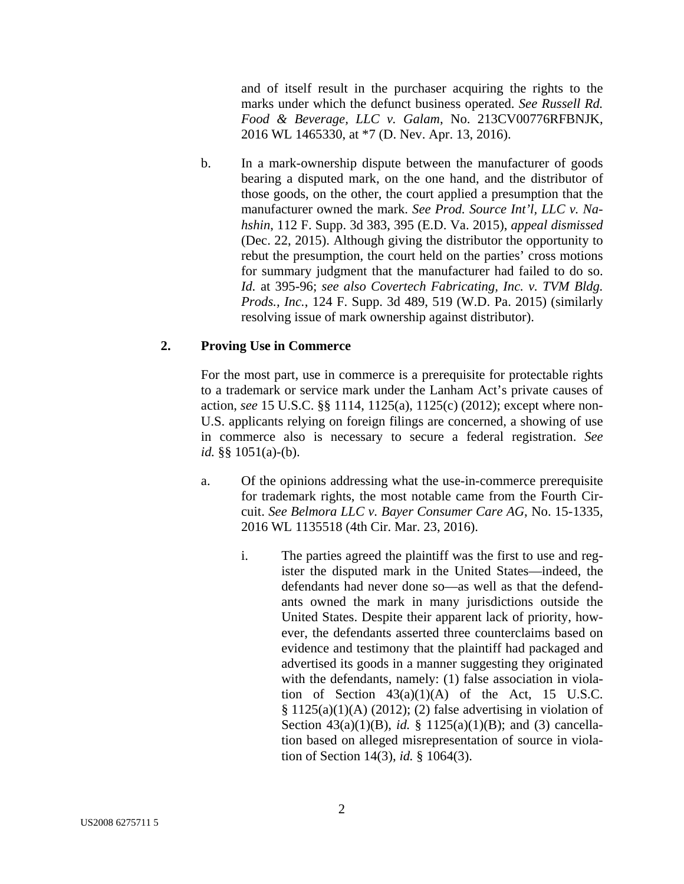and of itself result in the purchaser acquiring the rights to the marks under which the defunct business operated. *See Russell Rd. Food & Beverage, LLC v. Galam*, No. 213CV00776RFBNJK, 2016 WL 1465330, at *7 (D. Nev. Apr. 13, 2016).

b. In a mark-ownership dispute between the manufacturer of goods bearing a disputed mark, on the one hand, and the distributor of those goods, on the other, the court applied a presumption that the manufacturer owned the mark. *See Prod. Source Int'l, LLC v. Nahshin*, 112 F. Supp. 3d 383, 395 (E.D. Va. 2015), *appeal dismissed* (Dec. 22, 2015). Although giving the distributor the opportunity to rebut the presumption, the court held on the parties' cross motions for summary judgment that the manufacturer had failed to do so. *Id.* at 395-96; *see also Covertech Fabricating, Inc. v. TVM Bldg. Prods., Inc.*, 124 F. Supp. 3d 489, 519 (W.D. Pa. 2015) (similarly resolving issue of mark ownership against distributor).

## 2. Proving Use in Commerce

For the most part, use in commerce is a prerequisite for protectable rights to a trademark or service mark under the Lanham Act's private causes of action, *see* 15 U.S.C. §§ 1114, 1125(a), 1125(c) (2012); except where non-U.S. applicants relying on foreign filings are concerned, a showing of use in commerce also is necessary to secure a federal registration. *See id.* §§ 1051(a)-(b).

a. Of the opinions addressing what the use-in-commerce prerequisite for trademark rights, the most notable came from the Fourth Circuit. *See Belmora LLC v. Bayer Consumer Care AG*, No. 15-1335, 2016 WL 1135518 (4th Cir. Mar. 23, 2016).

i. The parties agreed the plaintiff was the first to use and register the disputed mark in the United States—indeed, the defendants had never done so—as well as that the defendants owned the mark in many jurisdictions outside the United States. Despite their apparent lack of priority, however, the defendants asserted three counterclaims based on evidence and testimony that the plaintiff had packaged and advertised its goods in a manner suggesting they originated with the defendants, namely: (1) false association in violation of Section 43(a)(1)(A) of the Act, 15 U.S.C. § 1125(a)(1)(A) (2012); (2) false advertising in violation of Section 43(a)(1)(B), *id.* § 1125(a)(1)(B); and (3) cancellation based on alleged misrepresentation of source in violation of Section 14(3), *id.* § 1064(3).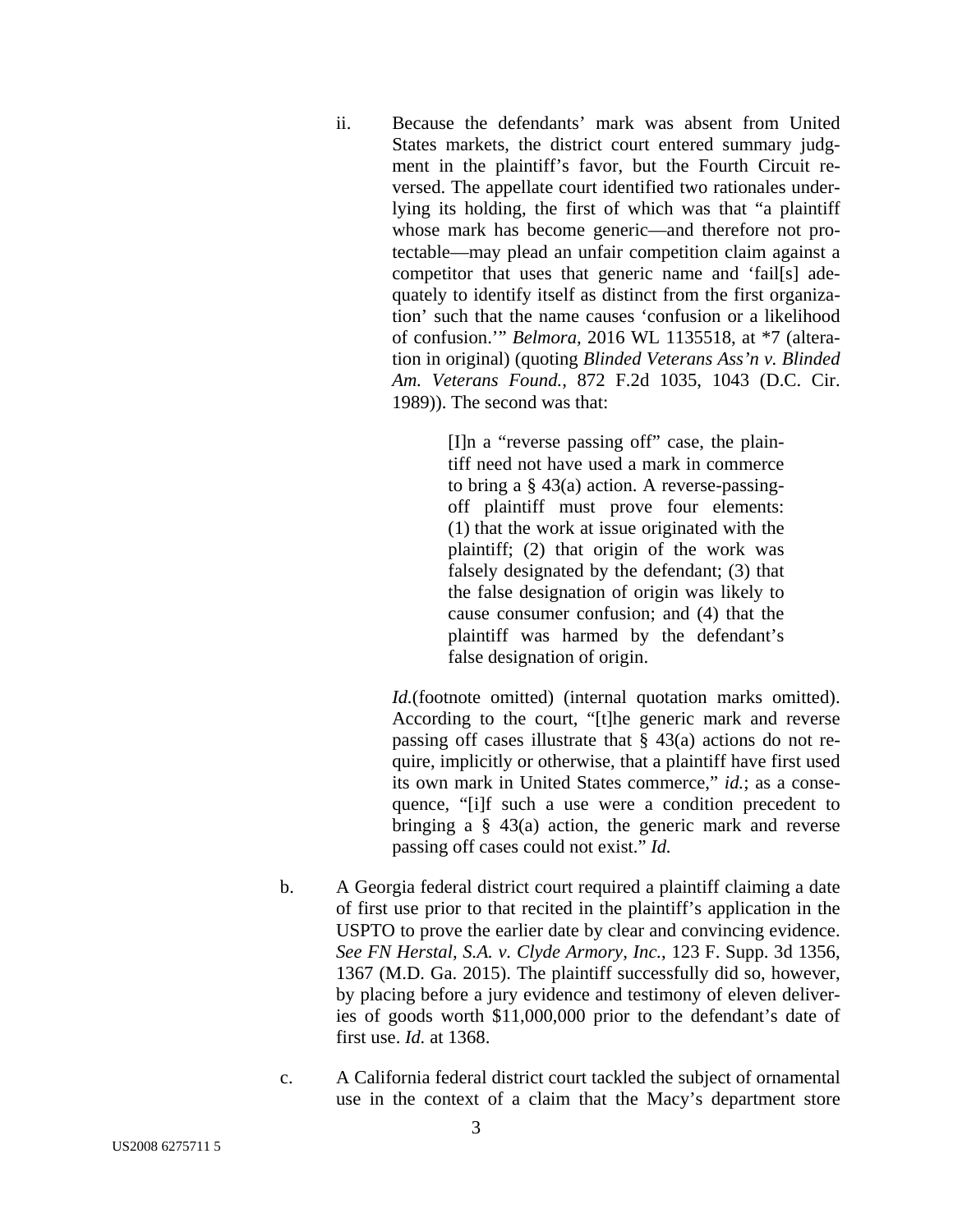ii. Because the defendants' mark was absent from United States markets, the district court entered summary judgment in the plaintiff's favor, but the Fourth Circuit reversed. The appellate court identified two rationales underlying its holding, the first of which was that "a plaintiff whose mark has become generic—and therefore not protectable—may plead an unfair competition claim against a competitor that uses that generic name and 'fail[s] adequately to identify itself as distinct from the first organization' such that the name causes 'confusion or a likelihood of confusion.'" *Belmora*, 2016 WL 1135518, at *7 (alteration in original) (quoting *Blinded Veterans Ass'n v. Blinded Am. Veterans Found.*, 872 F.2d 1035, 1043 (D.C. Cir. 1989)). The second was that:

> [I]n a "reverse passing off" case, the plaintiff need not have used a mark in commerce to bring a § 43(a) action. A reverse-passing-off plaintiff must prove four elements: (1) that the work at issue originated with the plaintiff; (2) that origin of the work was falsely designated by the defendant; (3) that the false designation of origin was likely to cause consumer confusion; and (4) that the plaintiff was harmed by the defendant's false designation of origin.

*Id.*(footnote omitted) (internal quotation marks omitted). According to the court, "[t]he generic mark and reverse passing off cases illustrate that § 43(a) actions do not require, implicitly or otherwise, that a plaintiff have first used its own mark in United States commerce," *id.*; as a consequence, "[i]f such a use were a condition precedent to bringing a § 43(a) action, the generic mark and reverse passing off cases could not exist." *Id.*

b. A Georgia federal district court required a plaintiff claiming a date of first use prior to that recited in the plaintiff's application in the USPTO to prove the earlier date by clear and convincing evidence. *See FN Herstal, S.A. v. Clyde Armory, Inc.*, 123 F. Supp. 3d 1356, 1367 (M.D. Ga. 2015). The plaintiff successfully did so, however, by placing before a jury evidence and testimony of eleven deliveries of goods worth $11,000,000 prior to the defendant's date of first use. *Id.* at 1368.

c. A California federal district court tackled the subject of ornamental use in the context of a claim that the Macy's department store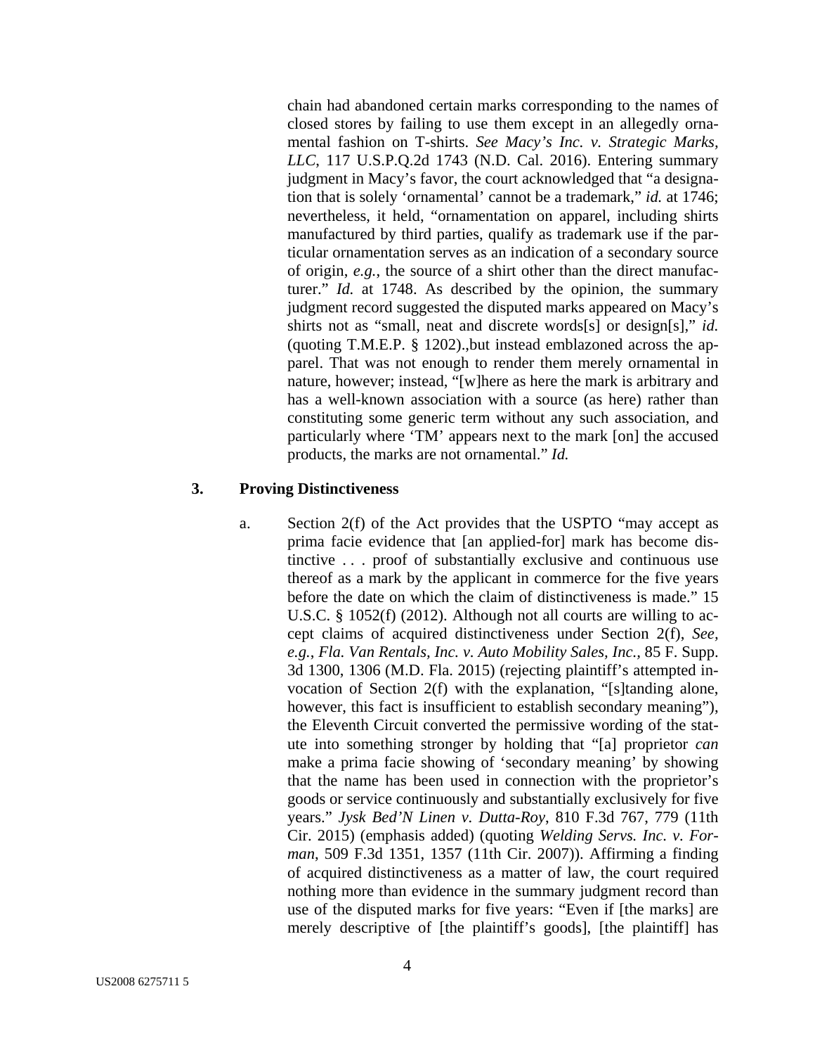chain had abandoned certain marks corresponding to the names of closed stores by failing to use them except in an allegedly ornamental fashion on T-shirts. *See Macy's Inc. v. Strategic Marks, LLC*, 117 U.S.P.Q.2d 1743 (N.D. Cal. 2016). Entering summary judgment in Macy's favor, the court acknowledged that "a designation that is solely 'ornamental' cannot be a trademark," *id.* at 1746; nevertheless, it held, "ornamentation on apparel, including shirts manufactured by third parties, qualify as trademark use if the particular ornamentation serves as an indication of a secondary source of origin, *e.g.*, the source of a shirt other than the direct manufacturer." *Id.* at 1748. As described by the opinion, the summary judgment record suggested the disputed marks appeared on Macy's shirts not as "small, neat and discrete words[s] or design[s]," *id.* (quoting T.M.E.P. § 1202).,but instead emblazoned across the apparel. That was not enough to render them merely ornamental in nature, however; instead, "[w]here as here the mark is arbitrary and has a well-known association with a source (as here) rather than constituting some generic term without any such association, and particularly where 'TM' appears next to the mark [on] the accused products, the marks are not ornamental." *Id.*

### 3. Proving Distinctiveness

a. Section 2(f) of the Act provides that the USPTO "may accept as prima facie evidence that [an applied-for] mark has become distinctive . . . proof of substantially exclusive and continuous use thereof as a mark by the applicant in commerce for the five years before the date on which the claim of distinctiveness is made." 15 U.S.C. § 1052(f) (2012). Although not all courts are willing to accept claims of acquired distinctiveness under Section 2(f), *See, e.g.*, *Fla. Van Rentals, Inc. v. Auto Mobility Sales, Inc.*, 85 F. Supp. 3d 1300, 1306 (M.D. Fla. 2015) (rejecting plaintiff's attempted invocation of Section 2(f) with the explanation, "[s]tanding alone, however, this fact is insufficient to establish secondary meaning"), the Eleventh Circuit converted the permissive wording of the statute into something stronger by holding that "[a] proprietor *can* make a prima facie showing of 'secondary meaning' by showing that the name has been used in connection with the proprietor's goods or service continuously and substantially exclusively for five years." *Jysk Bed'N Linen v. Dutta-Roy*, 810 F.3d 767, 779 (11th Cir. 2015) (emphasis added) (quoting *Welding Servs. Inc. v. Forman*, 509 F.3d 1351, 1357 (11th Cir. 2007)). Affirming a finding of acquired distinctiveness as a matter of law, the court required nothing more than evidence in the summary judgment record than use of the disputed marks for five years: "Even if [the marks] are merely descriptive of [the plaintiff's goods], [the plaintiff] has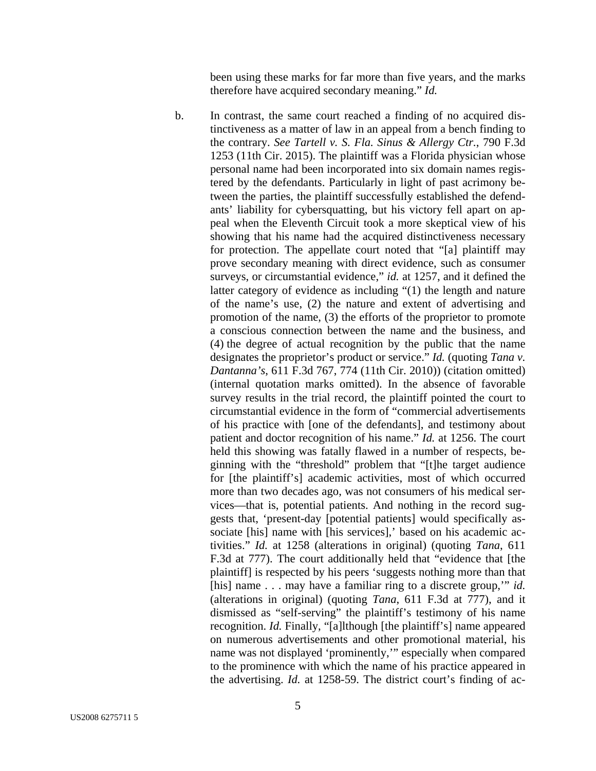been using these marks for far more than five years, and the marks therefore have acquired secondary meaning." *Id.*

b. In contrast, the same court reached a finding of no acquired distinctiveness as a matter of law in an appeal from a bench finding to the contrary. *See Tartell v. S. Fla. Sinus & Allergy Ctr.*, 790 F.3d 1253 (11th Cir. 2015). The plaintiff was a Florida physician whose personal name had been incorporated into six domain names registered by the defendants. Particularly in light of past acrimony between the parties, the plaintiff successfully established the defendants' liability for cybersquatting, but his victory fell apart on appeal when the Eleventh Circuit took a more skeptical view of his showing that his name had the acquired distinctiveness necessary for protection. The appellate court noted that "[a] plaintiff may prove secondary meaning with direct evidence, such as consumer surveys, or circumstantial evidence," *id.* at 1257, and it defined the latter category of evidence as including "(1) the length and nature of the name's use, (2) the nature and extent of advertising and promotion of the name, (3) the efforts of the proprietor to promote a conscious connection between the name and the business, and (4) the degree of actual recognition by the public that the name designates the proprietor's product or service." *Id.* (quoting *Tana v. Dantanna's*, 611 F.3d 767, 774 (11th Cir. 2010)) (citation omitted) (internal quotation marks omitted). In the absence of favorable survey results in the trial record, the plaintiff pointed the court to circumstantial evidence in the form of "commercial advertisements of his practice with [one of the defendants], and testimony about patient and doctor recognition of his name." *Id.* at 1256. The court held this showing was fatally flawed in a number of respects, beginning with the "threshold" problem that "[t]he target audience for [the plaintiff's] academic activities, most of which occurred more than two decades ago, was not consumers of his medical services—that is, potential patients. And nothing in the record suggests that, 'present-day [potential patients] would specifically associate [his] name with [his services],' based on his academic activities." *Id.* at 1258 (alterations in original) (quoting *Tana*, 611 F.3d at 777). The court additionally held that "evidence that [the plaintiff] is respected by his peers 'suggests nothing more than that [his] name . . . may have a familiar ring to a discrete group,'" *id.* (alterations in original) (quoting *Tana*, 611 F.3d at 777), and it dismissed as "self-serving" the plaintiff's testimony of his name recognition. *Id.* Finally, "[a]lthough [the plaintiff's] name appeared on numerous advertisements and other promotional material, his name was not displayed 'prominently,'" especially when compared to the prominence with which the name of his practice appeared in the advertising. *Id.* at 1258-59. The district court's finding of ac-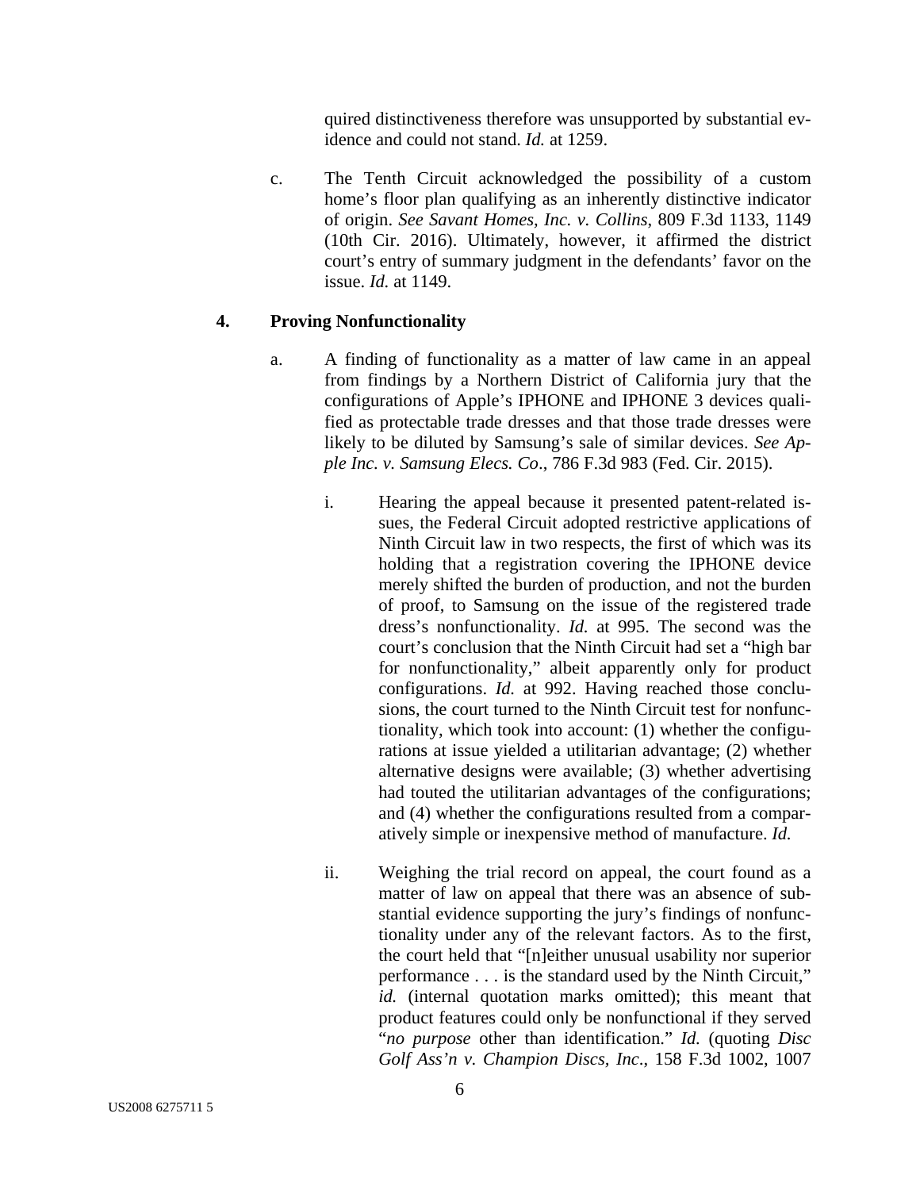quired distinctiveness therefore was unsupported by substantial evidence and could not stand. *Id.* at 1259.

c. The Tenth Circuit acknowledged the possibility of a custom home's floor plan qualifying as an inherently distinctive indicator of origin. *See Savant Homes, Inc. v. Collins*, 809 F.3d 1133, 1149 (10th Cir. 2016). Ultimately, however, it affirmed the district court's entry of summary judgment in the defendants' favor on the issue. *Id.* at 1149.

### 4. Proving Nonfunctionality

a. A finding of functionality as a matter of law came in an appeal from findings by a Northern District of California jury that the configurations of Apple's IPHONE and IPHONE 3 devices qualified as protectable trade dresses and that those trade dresses were likely to be diluted by Samsung's sale of similar devices. *See Apple Inc. v. Samsung Elecs. Co*., 786 F.3d 983 (Fed. Cir. 2015).

i. Hearing the appeal because it presented patent-related issues, the Federal Circuit adopted restrictive applications of Ninth Circuit law in two respects, the first of which was its holding that a registration covering the IPHONE device merely shifted the burden of production, and not the burden of proof, to Samsung on the issue of the registered trade dress's nonfunctionality. *Id.* at 995. The second was the court's conclusion that the Ninth Circuit had set a "high bar for nonfunctionality," albeit apparently only for product configurations. *Id.* at 992. Having reached those conclusions, the court turned to the Ninth Circuit test for nonfunctionality, which took into account: (1) whether the configurations at issue yielded a utilitarian advantage; (2) whether alternative designs were available; (3) whether advertising had touted the utilitarian advantages of the configurations; and (4) whether the configurations resulted from a comparatively simple or inexpensive method of manufacture. *Id.*

ii. Weighing the trial record on appeal, the court found as a matter of law on appeal that there was an absence of substantial evidence supporting the jury's findings of nonfunctionality under any of the relevant factors. As to the first, the court held that "[n]either unusual usability nor superior performance . . . is the standard used by the Ninth Circuit," *id.* (internal quotation marks omitted); this meant that product features could only be nonfunctional if they served "*no purpose* other than identification." *Id.* (quoting *Disc Golf Ass'n v. Champion Discs, Inc*., 158 F.3d 1002, 1007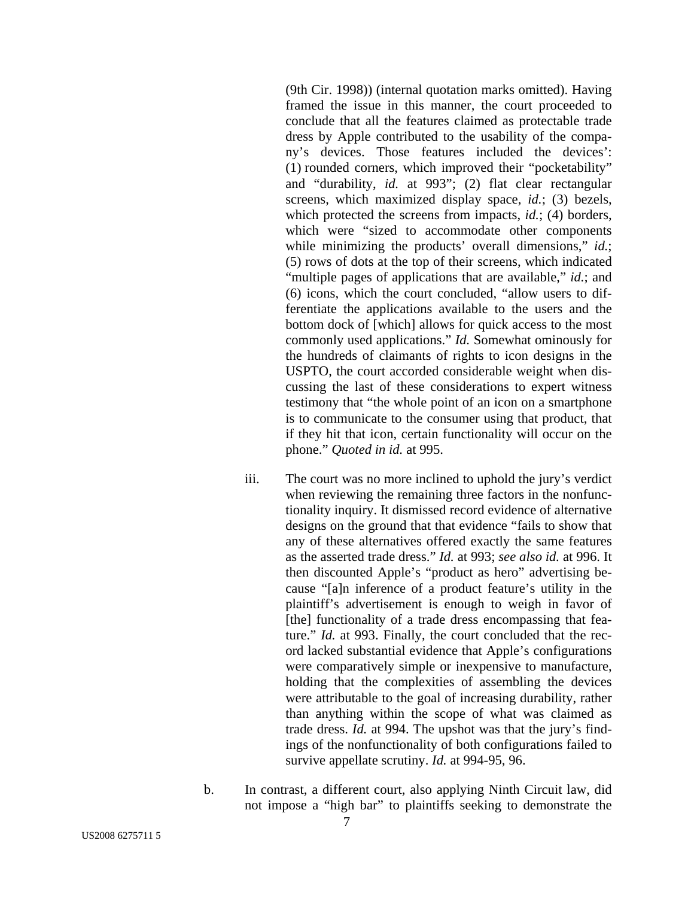(9th Cir. 1998)) (internal quotation marks omitted). Having framed the issue in this manner, the court proceeded to conclude that all the features claimed as protectable trade dress by Apple contributed to the usability of the company's devices. Those features included the devices': (1) rounded corners, which improved their "pocketability" and "durability, *id.* at 993"; (2) flat clear rectangular screens, which maximized display space, *id.*; (3) bezels, which protected the screens from impacts, *id.*; (4) borders, which were "sized to accommodate other components while minimizing the products' overall dimensions," *id.*; (5) rows of dots at the top of their screens, which indicated "multiple pages of applications that are available," *id.*; and (6) icons, which the court concluded, "allow users to differentiate the applications available to the users and the bottom dock of [which] allows for quick access to the most commonly used applications." *Id.* Somewhat ominously for the hundreds of claimants of rights to icon designs in the USPTO, the court accorded considerable weight when discussing the last of these considerations to expert witness testimony that "the whole point of an icon on a smartphone is to communicate to the consumer using that product, that if they hit that icon, certain functionality will occur on the phone." *Quoted in id.* at 995.

iii. The court was no more inclined to uphold the jury's verdict when reviewing the remaining three factors in the nonfunctionality inquiry. It dismissed record evidence of alternative designs on the ground that that evidence "fails to show that any of these alternatives offered exactly the same features as the asserted trade dress." *Id.* at 993; *see also id.* at 996. It then discounted Apple's "product as hero" advertising because "[a]n inference of a product feature's utility in the plaintiff's advertisement is enough to weigh in favor of [the] functionality of a trade dress encompassing that feature." *Id.* at 993. Finally, the court concluded that the record lacked substantial evidence that Apple's configurations were comparatively simple or inexpensive to manufacture, holding that the complexities of assembling the devices were attributable to the goal of increasing durability, rather than anything within the scope of what was claimed as trade dress. *Id.* at 994. The upshot was that the jury's findings of the nonfunctionality of both configurations failed to survive appellate scrutiny. *Id.* at 994-95, 96.

b. In contrast, a different court, also applying Ninth Circuit law, did not impose a "high bar" to plaintiffs seeking to demonstrate the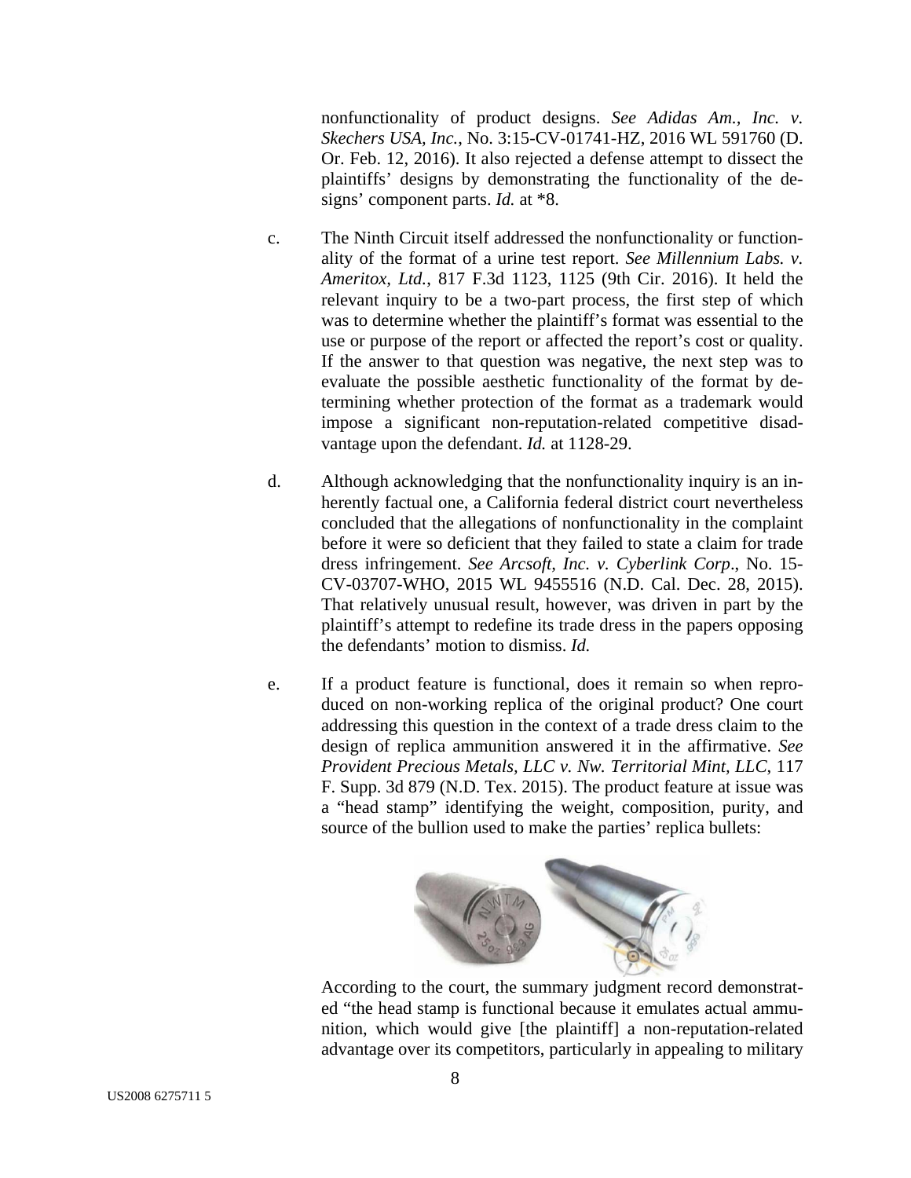nonfunctionality of product designs. *See Adidas Am., Inc. v. Skechers USA, Inc.*, No. 3:15-CV-01741-HZ, 2016 WL 591760 (D. Or. Feb. 12, 2016). It also rejected a defense attempt to dissect the plaintiffs' designs by demonstrating the functionality of the designs' component parts. *Id.* at *8.

c. The Ninth Circuit itself addressed the nonfunctionality or functionality of the format of a urine test report. *See Millennium Labs. v. Ameritox, Ltd.*, 817 F.3d 1123, 1125 (9th Cir. 2016). It held the relevant inquiry to be a two-part process, the first step of which was to determine whether the plaintiff's format was essential to the use or purpose of the report or affected the report's cost or quality. If the answer to that question was negative, the next step was to evaluate the possible aesthetic functionality of the format by determining whether protection of the format as a trademark would impose a significant non-reputation-related competitive disadvantage upon the defendant. *Id.* at 1128-29.

d. Although acknowledging that the nonfunctionality inquiry is an inherently factual one, a California federal district court nevertheless concluded that the allegations of nonfunctionality in the complaint before it were so deficient that they failed to state a claim for trade dress infringement. *See Arcsoft, Inc. v. Cyberlink Corp*., No. 15-CV-03707-WHO, 2015 WL 9455516 (N.D. Cal. Dec. 28, 2015). That relatively unusual result, however, was driven in part by the plaintiff's attempt to redefine its trade dress in the papers opposing the defendants' motion to dismiss. *Id.*

e. If a product feature is functional, does it remain so when reproduced on non-working replica of the original product? One court addressing this question in the context of a trade dress claim to the design of replica ammunition answered it in the affirmative. *See Provident Precious Metals, LLC v. Nw. Territorial Mint, LLC*, 117 F. Supp. 3d 879 (N.D. Tex. 2015). The product feature at issue was a "head stamp" identifying the weight, composition, purity, and source of the bullion used to make the parties' replica bullets:

According to the court, the summary judgment record demonstrated "the head stamp is functional because it emulates actual ammunition, which would give [the plaintiff] a non-reputation-related advantage over its competitors, particularly in appealing to military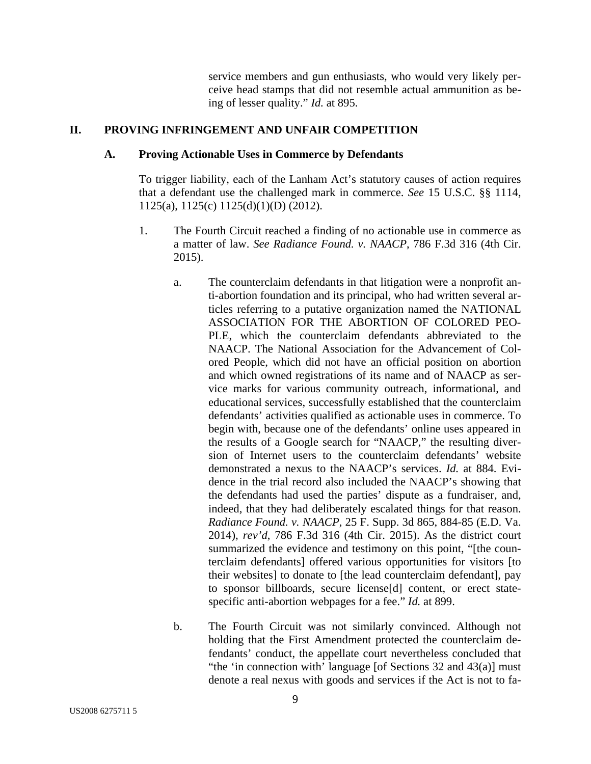service members and gun enthusiasts, who would very likely perceive head stamps that did not resemble actual ammunition as being of lesser quality." *Id.* at 895.

## II. PROVING INFRINGEMENT AND UNFAIR COMPETITION

### A. Proving Actionable Uses in Commerce by Defendants

To trigger liability, each of the Lanham Act's statutory causes of action requires that a defendant use the challenged mark in commerce. *See* 15 U.S.C. §§ 1114, 1125(a), 1125(c) 1125(d)(1)(D) (2012).

1. The Fourth Circuit reached a finding of no actionable use in commerce as a matter of law. *See Radiance Found. v. NAACP*, 786 F.3d 316 (4th Cir. 2015).

    a. The counterclaim defendants in that litigation were a nonprofit anti-abortion foundation and its principal, who had written several articles referring to a putative organization named the NATIONAL ASSOCIATION FOR THE ABORTION OF COLORED PEOPLE, which the counterclaim defendants abbreviated to the NAACP. The National Association for the Advancement of Colored People, which did not have an official position on abortion and which owned registrations of its name and of NAACP as service marks for various community outreach, informational, and educational services, successfully established that the counterclaim defendants' activities qualified as actionable uses in commerce. To begin with, because one of the defendants' online uses appeared in the results of a Google search for "NAACP," the resulting diversion of Internet users to the counterclaim defendants' website demonstrated a nexus to the NAACP's services. *Id.* at 884. Evidence in the trial record also included the NAACP's showing that the defendants had used the parties' dispute as a fundraiser, and, indeed, that they had deliberately escalated things for that reason. *Radiance Found. v. NAACP*, 25 F. Supp. 3d 865, 884-85 (E.D. Va. 2014), *rev'd*, 786 F.3d 316 (4th Cir. 2015). As the district court summarized the evidence and testimony on this point, "[the counterclaim defendants] offered various opportunities for visitors [to their websites] to donate to [the lead counterclaim defendant], pay to sponsor billboards, secure license[d] content, or erect state-specific anti-abortion webpages for a fee." *Id.* at 899.

    b. The Fourth Circuit was not similarly convinced. Although not holding that the First Amendment protected the counterclaim defendants' conduct, the appellate court nevertheless concluded that "the 'in connection with' language [of Sections 32 and 43(a)] must denote a real nexus with goods and services if the Act is not to fa-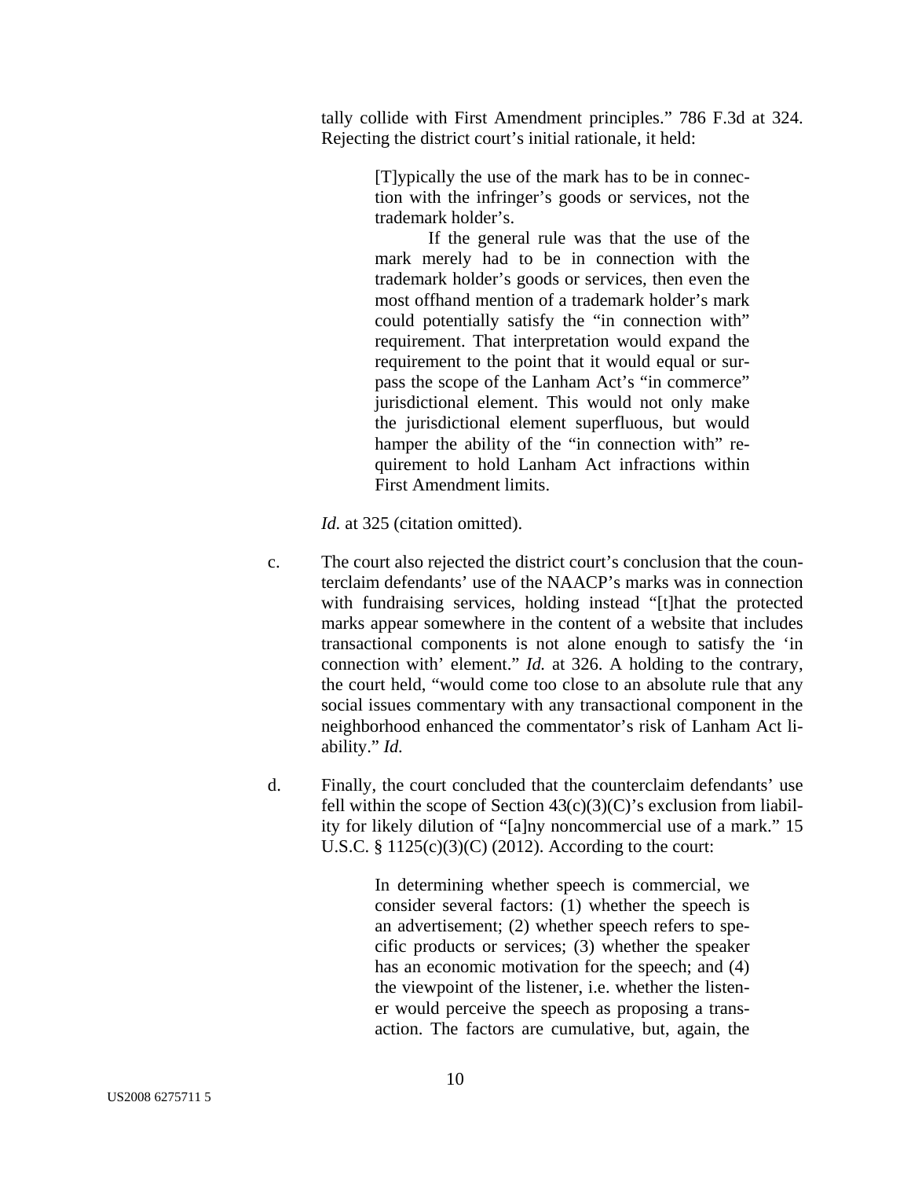tally collide with First Amendment principles." 786 F.3d at 324. Rejecting the district court's initial rationale, it held:

> [T]ypically the use of the mark has to be in connection with the infringer's goods or services, not the trademark holder's.
>
> If the general rule was that the use of the mark merely had to be in connection with the trademark holder's goods or services, then even the most offhand mention of a trademark holder's mark could potentially satisfy the "in connection with" requirement. That interpretation would expand the requirement to the point that it would equal or surpass the scope of the Lanham Act's "in commerce" jurisdictional element. This would not only make the jurisdictional element superfluous, but would hamper the ability of the "in connection with" requirement to hold Lanham Act infractions within First Amendment limits.

*Id.* at 325 (citation omitted).

c. The court also rejected the district court's conclusion that the counterclaim defendants' use of the NAACP's marks was in connection with fundraising services, holding instead "[t]hat the protected marks appear somewhere in the content of a website that includes transactional components is not alone enough to satisfy the 'in connection with' element." *Id.* at 326. A holding to the contrary, the court held, "would come too close to an absolute rule that any social issues commentary with any transactional component in the neighborhood enhanced the commentator's risk of Lanham Act liability." *Id.*

d. Finally, the court concluded that the counterclaim defendants' use fell within the scope of Section 43(c)(3)(C)'s exclusion from liability for likely dilution of "[a]ny noncommercial use of a mark." 15 U.S.C. § 1125(c)(3)(C) (2012). According to the court:

> In determining whether speech is commercial, we consider several factors: (1) whether the speech is an advertisement; (2) whether speech refers to specific products or services; (3) whether the speaker has an economic motivation for the speech; and (4) the viewpoint of the listener, i.e. whether the listener would perceive the speech as proposing a transaction. The factors are cumulative, but, again, the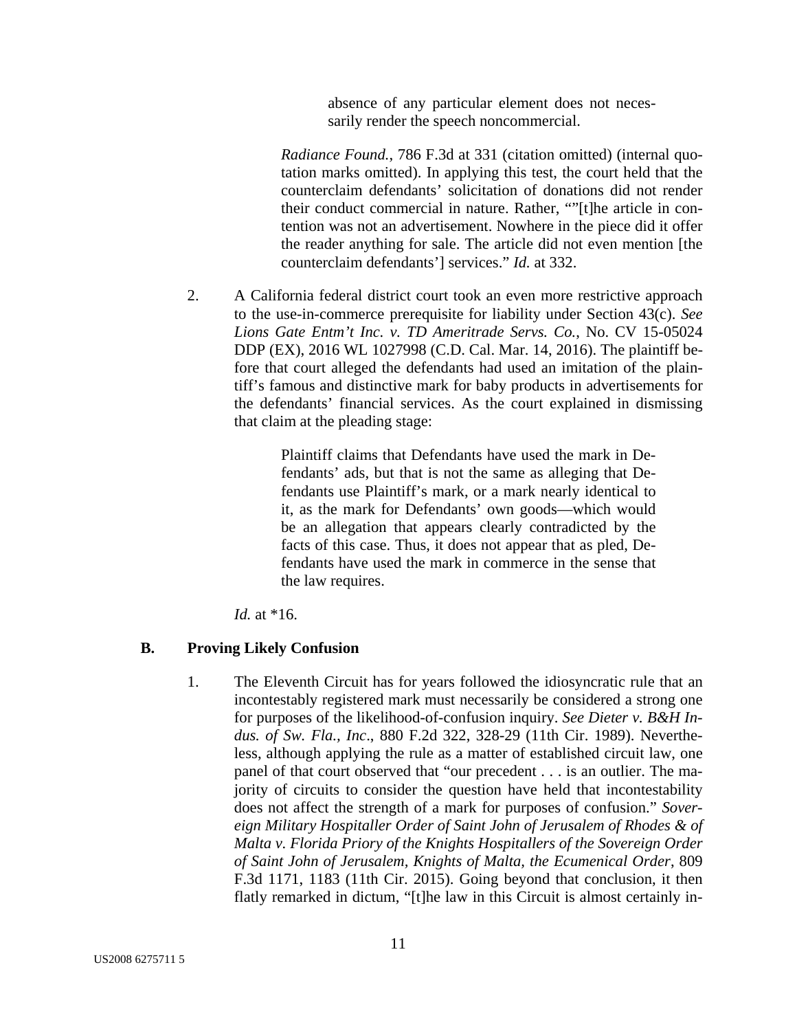> absence of any particular element does not necessarily render the speech noncommercial.

*Radiance Found.*, 786 F.3d at 331 (citation omitted) (internal quotation marks omitted). In applying this test, the court held that the counterclaim defendants' solicitation of donations did not render their conduct commercial in nature. Rather, ""[t]he article in contention was not an advertisement. Nowhere in the piece did it offer the reader anything for sale. The article did not even mention [the counterclaim defendants'] services." *Id.* at 332.

2. A California federal district court took an even more restrictive approach to the use-in-commerce prerequisite for liability under Section 43(c). *See Lions Gate Entm't Inc. v. TD Ameritrade Servs. Co.*, No. CV 15-05024 DDP (EX), 2016 WL 1027998 (C.D. Cal. Mar. 14, 2016). The plaintiff before that court alleged the defendants had used an imitation of the plaintiff's famous and distinctive mark for baby products in advertisements for the defendants' financial services. As the court explained in dismissing that claim at the pleading stage:

   > Plaintiff claims that Defendants have used the mark in Defendants' ads, but that is not the same as alleging that Defendants use Plaintiff's mark, or a mark nearly identical to it, as the mark for Defendants' own goods—which would be an allegation that appears clearly contradicted by the facts of this case. Thus, it does not appear that as pled, Defendants have used the mark in commerce in the sense that the law requires.

   *Id.* at *16.

### B. Proving Likely Confusion

1. The Eleventh Circuit has for years followed the idiosyncratic rule that an incontestably registered mark must necessarily be considered a strong one for purposes of the likelihood-of-confusion inquiry. *See Dieter v. B&H Indus. of Sw. Fla., Inc.*, 880 F.2d 322, 328-29 (11th Cir. 1989). Nevertheless, although applying the rule as a matter of established circuit law, one panel of that court observed that "our precedent . . . is an outlier. The majority of circuits to consider the question have held that incontestability does not affect the strength of a mark for purposes of confusion." *Sovereign Military Hospitaller Order of Saint John of Jerusalem of Rhodes & of Malta v. Florida Priory of the Knights Hospitallers of the Sovereign Order of Saint John of Jerusalem, Knights of Malta, the Ecumenical Order*, 809 F.3d 1171, 1183 (11th Cir. 2015). Going beyond that conclusion, it then flatly remarked in dictum, "[t]he law in this Circuit is almost certainly in-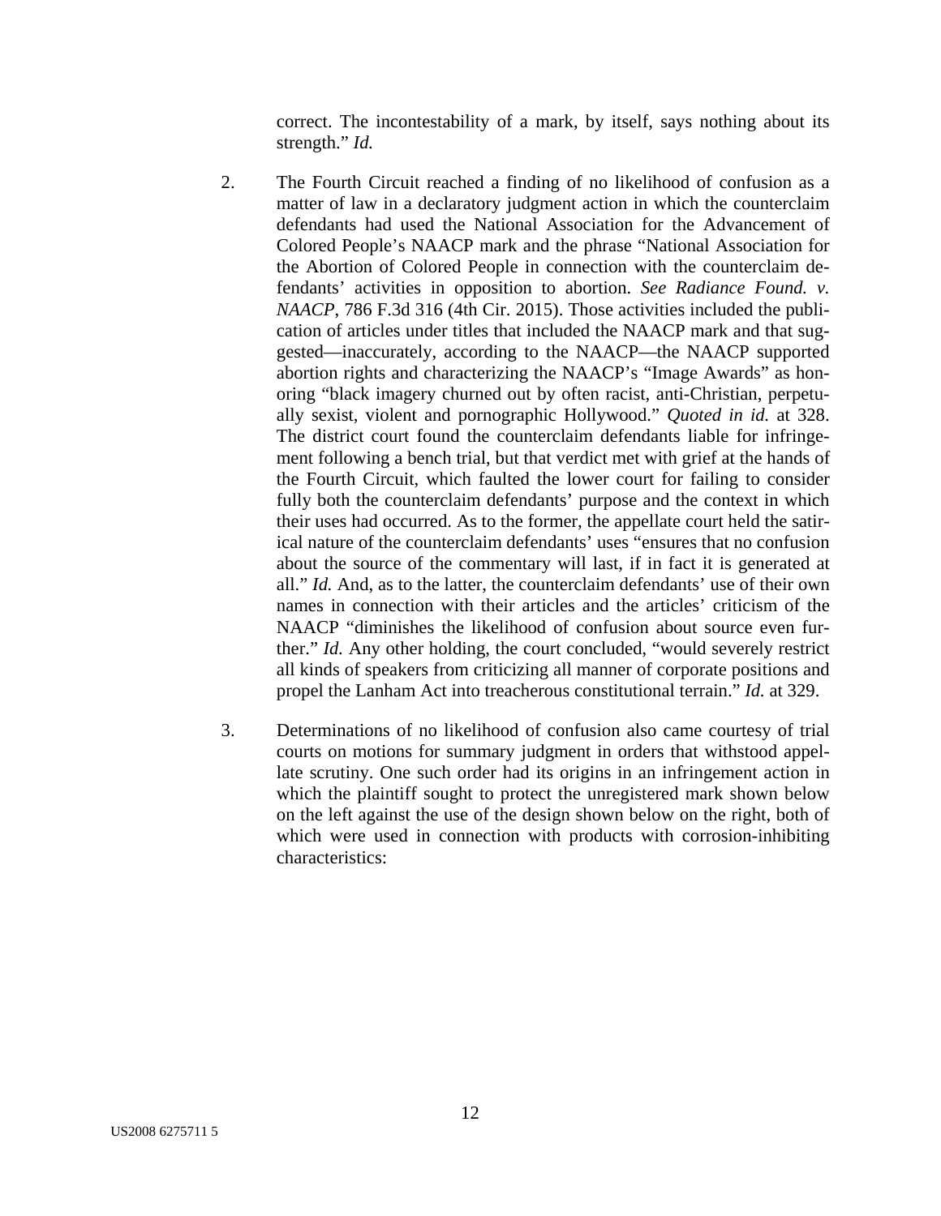correct. The incontestability of a mark, by itself, says nothing about its strength." *Id.*

2. The Fourth Circuit reached a finding of no likelihood of confusion as a matter of law in a declaratory judgment action in which the counterclaim defendants had used the National Association for the Advancement of Colored People's NAACP mark and the phrase "National Association for the Abortion of Colored People in connection with the counterclaim defendants' activities in opposition to abortion. *See Radiance Found. v. NAACP*, 786 F.3d 316 (4th Cir. 2015). Those activities included the publication of articles under titles that included the NAACP mark and that suggested—inaccurately, according to the NAACP—the NAACP supported abortion rights and characterizing the NAACP's "Image Awards" as honoring "black imagery churned out by often racist, anti-Christian, perpetually sexist, violent and pornographic Hollywood." *Quoted in id.* at 328. The district court found the counterclaim defendants liable for infringement following a bench trial, but that verdict met with grief at the hands of the Fourth Circuit, which faulted the lower court for failing to consider fully both the counterclaim defendants' purpose and the context in which their uses had occurred. As to the former, the appellate court held the satirical nature of the counterclaim defendants' uses "ensures that no confusion about the source of the commentary will last, if in fact it is generated at all." *Id.* And, as to the latter, the counterclaim defendants' use of their own names in connection with their articles and the articles' criticism of the NAACP "diminishes the likelihood of confusion about source even further." *Id.* Any other holding, the court concluded, "would severely restrict all kinds of speakers from criticizing all manner of corporate positions and propel the Lanham Act into treacherous constitutional terrain." *Id.* at 329.

3. Determinations of no likelihood of confusion also came courtesy of trial courts on motions for summary judgment in orders that withstood appellate scrutiny. One such order had its origins in an infringement action in which the plaintiff sought to protect the unregistered mark shown below on the left against the use of the design shown below on the right, both of which were used in connection with products with corrosion-inhibiting characteristics: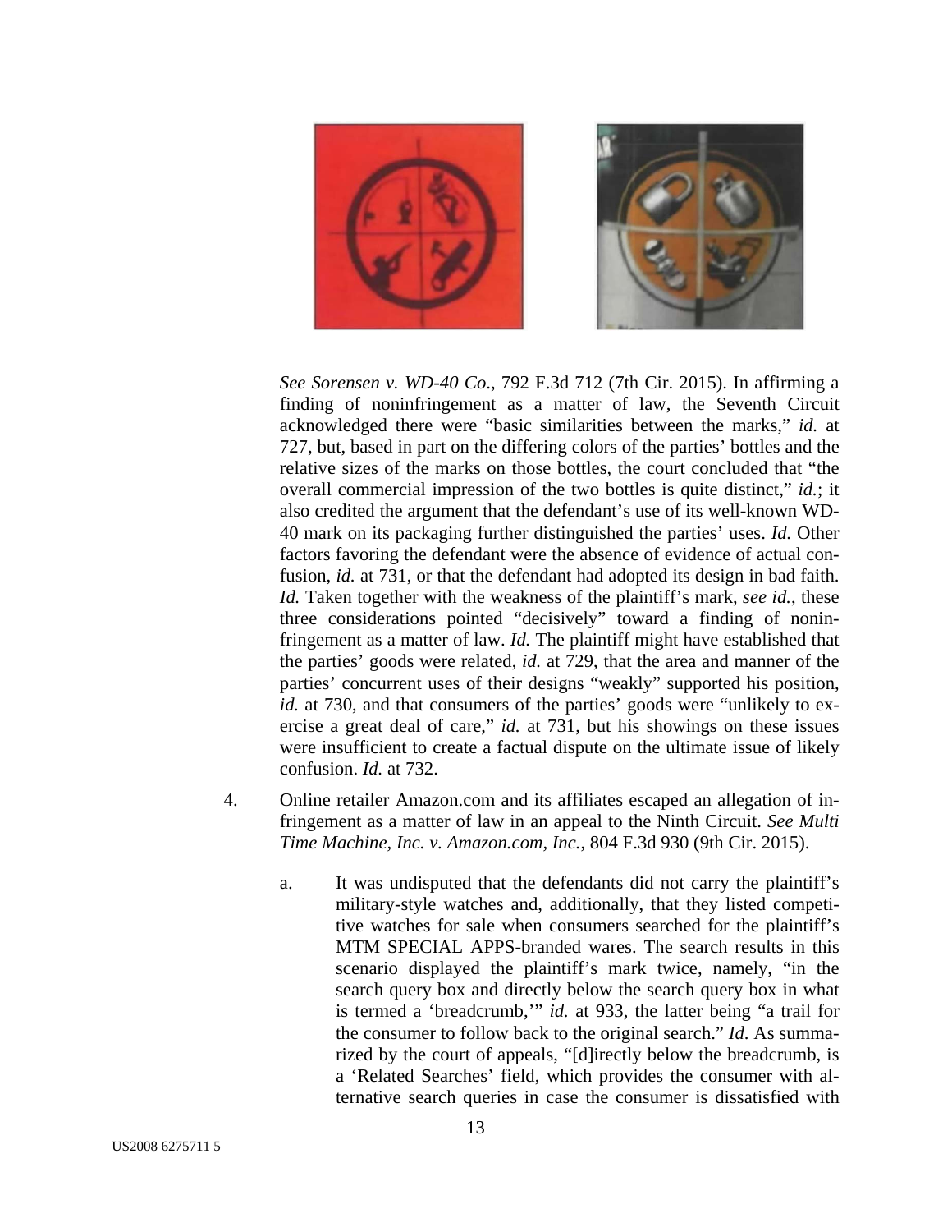*See Sorensen v. WD-40 Co.*, 792 F.3d 712 (7th Cir. 2015). In affirming a finding of noninfringement as a matter of law, the Seventh Circuit acknowledged there were "basic similarities between the marks," *id.* at 727, but, based in part on the differing colors of the parties' bottles and the relative sizes of the marks on those bottles, the court concluded that "the overall commercial impression of the two bottles is quite distinct," *id.*; it also credited the argument that the defendant's use of its well-known WD-40 mark on its packaging further distinguished the parties' uses. *Id.* Other factors favoring the defendant were the absence of evidence of actual confusion, *id.* at 731, or that the defendant had adopted its design in bad faith. *Id.* Taken together with the weakness of the plaintiff's mark, *see id.*, these three considerations pointed "decisively" toward a finding of noninfringement as a matter of law. *Id.* The plaintiff might have established that the parties' goods were related, *id.* at 729, that the area and manner of the parties' concurrent uses of their designs "weakly" supported his position, *id.* at 730, and that consumers of the parties' goods were "unlikely to exercise a great deal of care," *id.* at 731, but his showings on these issues were insufficient to create a factual dispute on the ultimate issue of likely confusion. *Id.* at 732.

4. Online retailer Amazon.com and its affiliates escaped an allegation of infringement as a matter of law in an appeal to the Ninth Circuit. *See Multi Time Machine, Inc. v. Amazon.com, Inc.*, 804 F.3d 930 (9th Cir. 2015).

   a. It was undisputed that the defendants did not carry the plaintiff's military-style watches and, additionally, that they listed competitive watches for sale when consumers searched for the plaintiff's MTM SPECIAL APPS-branded wares. The search results in this scenario displayed the plaintiff's mark twice, namely, "in the search query box and directly below the search query box in what is termed a 'breadcrumb,'" *id.* at 933, the latter being "a trail for the consumer to follow back to the original search." *Id*. As summarized by the court of appeals, "[d]irectly below the breadcrumb, is a 'Related Searches' field, which provides the consumer with alternative search queries in case the consumer is dissatisfied with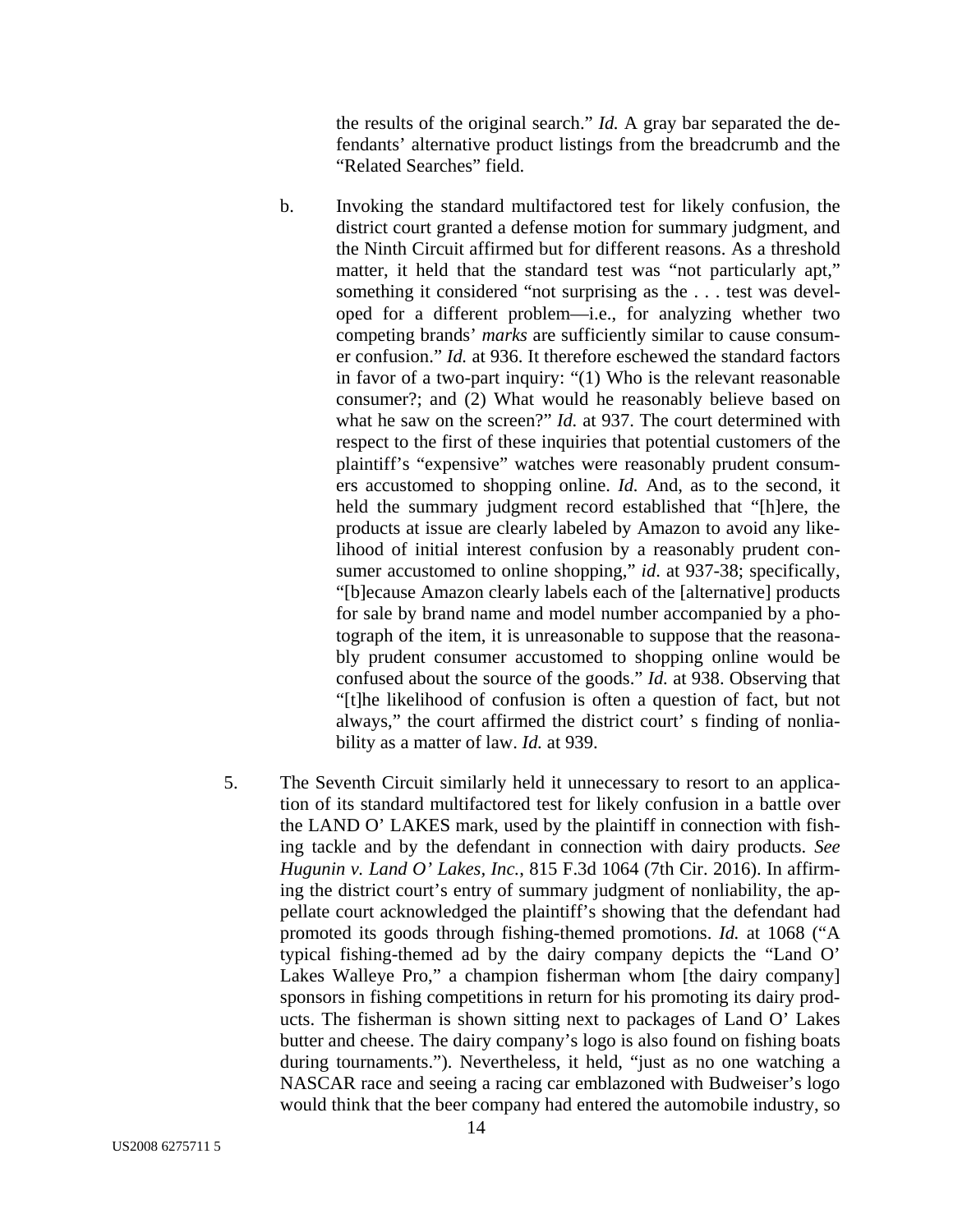the results of the original search." *Id.* A gray bar separated the defendants' alternative product listings from the breadcrumb and the "Related Searches" field.

b. Invoking the standard multifactored test for likely confusion, the district court granted a defense motion for summary judgment, and the Ninth Circuit affirmed but for different reasons. As a threshold matter, it held that the standard test was "not particularly apt," something it considered "not surprising as the . . . test was developed for a different problem—i.e., for analyzing whether two competing brands' *marks* are sufficiently similar to cause consumer confusion." *Id.* at 936. It therefore eschewed the standard factors in favor of a two-part inquiry: "(1) Who is the relevant reasonable consumer?; and (2) What would he reasonably believe based on what he saw on the screen?" *Id.* at 937. The court determined with respect to the first of these inquiries that potential customers of the plaintiff's "expensive" watches were reasonably prudent consumers accustomed to shopping online. *Id.* And, as to the second, it held the summary judgment record established that "[h]ere, the products at issue are clearly labeled by Amazon to avoid any likelihood of initial interest confusion by a reasonably prudent consumer accustomed to online shopping," *id*. at 937-38; specifically, "[b]ecause Amazon clearly labels each of the [alternative] products for sale by brand name and model number accompanied by a photograph of the item, it is unreasonable to suppose that the reasonably prudent consumer accustomed to shopping online would be confused about the source of the goods." *Id.* at 938. Observing that "[t]he likelihood of confusion is often a question of fact, but not always," the court affirmed the district court' s finding of nonliability as a matter of law. *Id.* at 939.

5. The Seventh Circuit similarly held it unnecessary to resort to an application of its standard multifactored test for likely confusion in a battle over the LAND O' LAKES mark, used by the plaintiff in connection with fishing tackle and by the defendant in connection with dairy products. *See Hugunin v. Land O' Lakes, Inc.*, 815 F.3d 1064 (7th Cir. 2016). In affirming the district court's entry of summary judgment of nonliability, the appellate court acknowledged the plaintiff's showing that the defendant had promoted its goods through fishing-themed promotions. *Id.* at 1068 ("A typical fishing-themed ad by the dairy company depicts the "Land O' Lakes Walleye Pro," a champion fisherman whom [the dairy company] sponsors in fishing competitions in return for his promoting its dairy products. The fisherman is shown sitting next to packages of Land O' Lakes butter and cheese. The dairy company's logo is also found on fishing boats during tournaments."). Nevertheless, it held, "just as no one watching a NASCAR race and seeing a racing car emblazoned with Budweiser's logo would think that the beer company had entered the automobile industry, so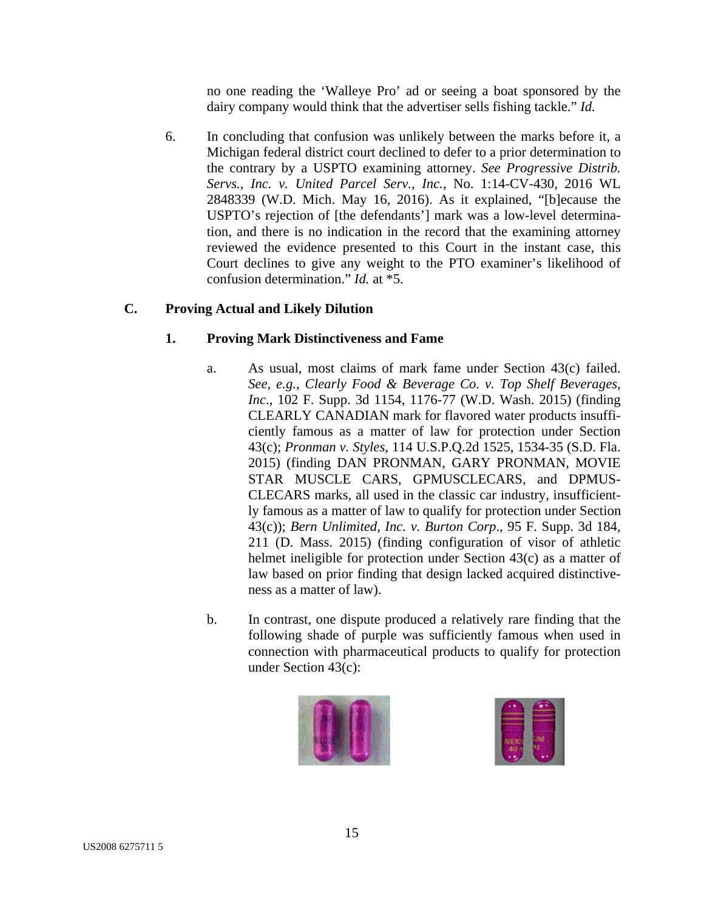no one reading the 'Walleye Pro' ad or seeing a boat sponsored by the dairy company would think that the advertiser sells fishing tackle." *Id.*

6. In concluding that confusion was unlikely between the marks before it, a Michigan federal district court declined to defer to a prior determination to the contrary by a USPTO examining attorney. *See Progressive Distrib. Servs., Inc. v. United Parcel Serv., Inc.*, No. 1:14-CV-430, 2016 WL 2848339 (W.D. Mich. May 16, 2016). As it explained, "[b]ecause the USPTO's rejection of [the defendants'] mark was a low-level determination, and there is no indication in the record that the examining attorney reviewed the evidence presented to this Court in the instant case, this Court declines to give any weight to the PTO examiner's likelihood of confusion determination." *Id.* at *5.

## C. Proving Actual and Likely Dilution

### 1. Proving Mark Distinctiveness and Fame

a. As usual, most claims of mark fame under Section 43(c) failed. *See, e.g., Clearly Food & Beverage Co. v. Top Shelf Beverages, Inc.*, 102 F. Supp. 3d 1154, 1176-77 (W.D. Wash. 2015) (finding CLEARLY CANADIAN mark for flavored water products insufficiently famous as a matter of law for protection under Section 43(c); *Pronman v. Styles*, 114 U.S.P.Q.2d 1525, 1534-35 (S.D. Fla. 2015) (finding DAN PRONMAN, GARY PRONMAN, MOVIE STAR MUSCLE CARS, GPMUSCLECARS, and DPMUSCLECARS marks, all used in the classic car industry, insufficiently famous as a matter of law to qualify for protection under Section 43(c)); *Bern Unlimited, Inc. v. Burton Corp.*, 95 F. Supp. 3d 184, 211 (D. Mass. 2015) (finding configuration of visor of athletic helmet ineligible for protection under Section 43(c) as a matter of law based on prior finding that design lacked acquired distinctiveness as a matter of law).

b. In contrast, one dispute produced a relatively rare finding that the following shade of purple was sufficiently famous when used in connection with pharmaceutical products to qualify for protection under Section 43(c):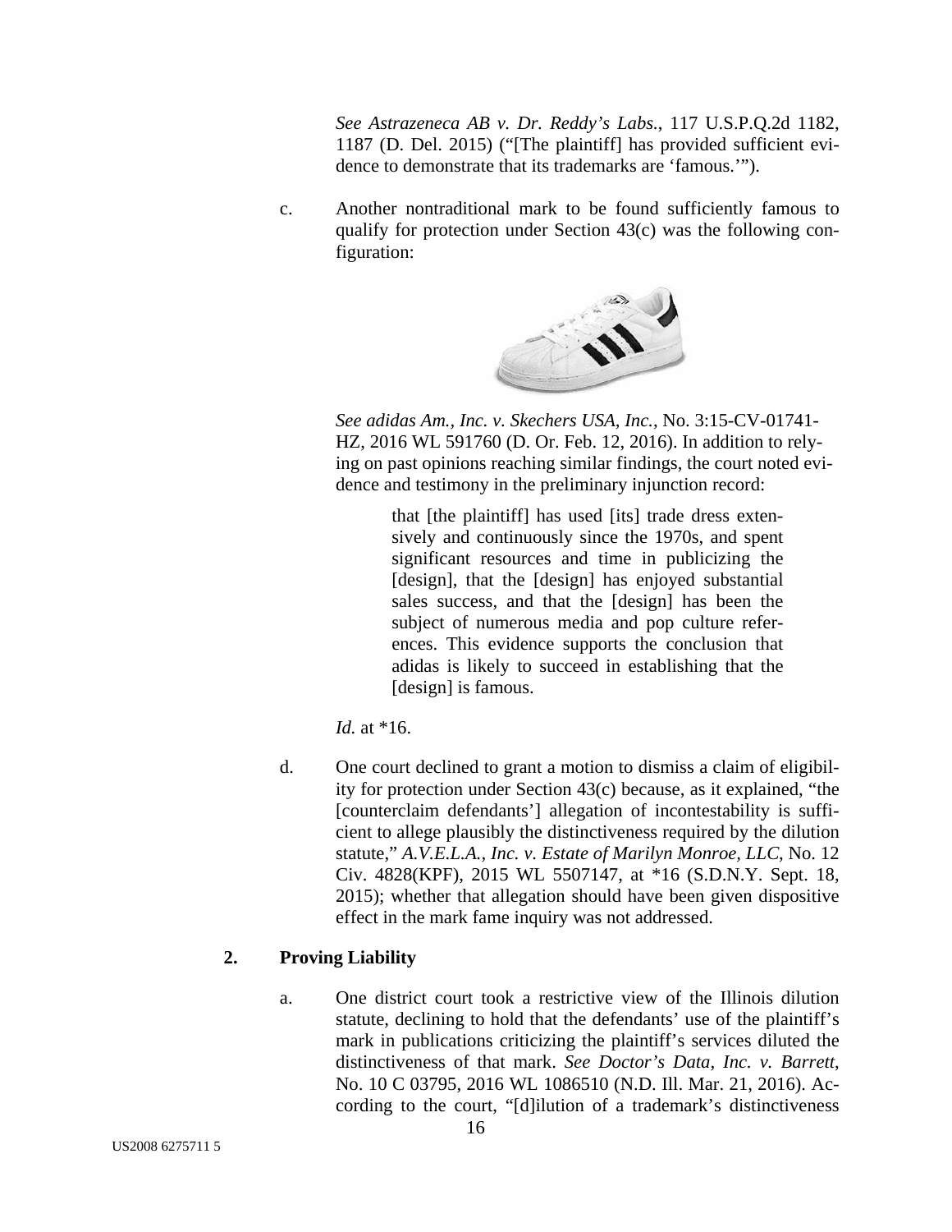*See Astrazeneca AB v. Dr. Reddy's Labs.*, 117 U.S.P.Q.2d 1182, 1187 (D. Del. 2015) ("[The plaintiff] has provided sufficient evidence to demonstrate that its trademarks are 'famous.'").

c. Another nontraditional mark to be found sufficiently famous to qualify for protection under Section 43(c) was the following configuration:

*See adidas Am., Inc. v. Skechers USA, Inc.*, No. 3:15-CV-01741-HZ, 2016 WL 591760 (D. Or. Feb. 12, 2016). In addition to relying on past opinions reaching similar findings, the court noted evidence and testimony in the preliminary injunction record:

> that [the plaintiff] has used [its] trade dress extensively and continuously since the 1970s, and spent significant resources and time in publicizing the [design], that the [design] has enjoyed substantial sales success, and that the [design] has been the subject of numerous media and pop culture references. This evidence supports the conclusion that adidas is likely to succeed in establishing that the [design] is famous.

*Id.* at *16.

d. One court declined to grant a motion to dismiss a claim of eligibility for protection under Section 43(c) because, as it explained, "the [counterclaim defendants'] allegation of incontestability is sufficient to allege plausibly the distinctiveness required by the dilution statute," *A.V.E.L.A., Inc. v. Estate of Marilyn Monroe, LLC*, No. 12 Civ. 4828(KPF), 2015 WL 5507147, at *16 (S.D.N.Y. Sept. 18, 2015); whether that allegation should have been given dispositive effect in the mark fame inquiry was not addressed.

### 2. Proving Liability

a. One district court took a restrictive view of the Illinois dilution statute, declining to hold that the defendants' use of the plaintiff's mark in publications criticizing the plaintiff's services diluted the distinctiveness of that mark. *See Doctor's Data, Inc. v. Barrett*, No. 10 C 03795, 2016 WL 1086510 (N.D. Ill. Mar. 21, 2016). According to the court, "[d]ilution of a trademark's distinctiveness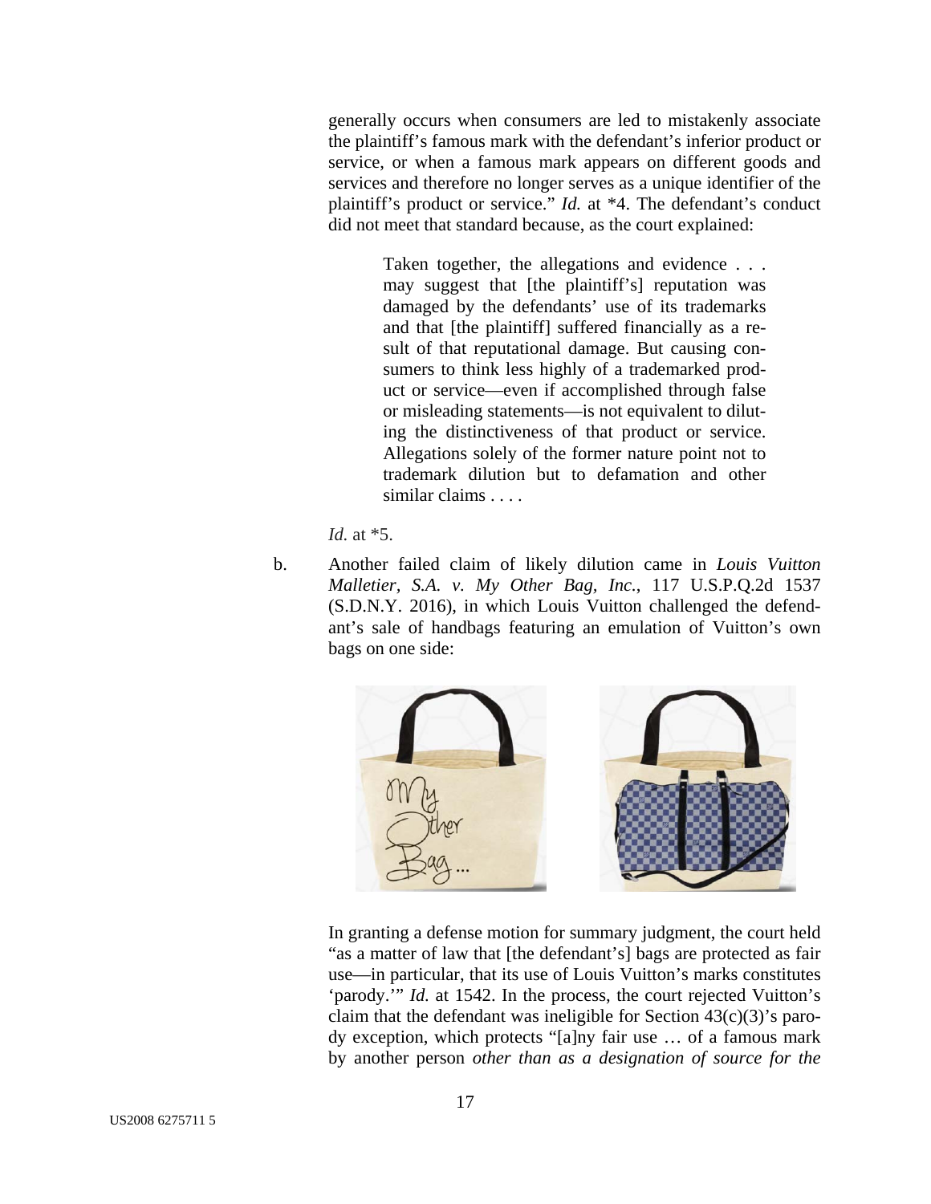generally occurs when consumers are led to mistakenly associate the plaintiff's famous mark with the defendant's inferior product or service, or when a famous mark appears on different goods and services and therefore no longer serves as a unique identifier of the plaintiff's product or service." *Id.* at *4. The defendant's conduct did not meet that standard because, as the court explained:

> Taken together, the allegations and evidence . . . may suggest that [the plaintiff's] reputation was damaged by the defendants' use of its trademarks and that [the plaintiff] suffered financially as a result of that reputational damage. But causing consumers to think less highly of a trademarked product or service—even if accomplished through false or misleading statements—is not equivalent to diluting the distinctiveness of that product or service. Allegations solely of the former nature point not to trademark dilution but to defamation and other similar claims . . . .

*Id.* at *5.

b. Another failed claim of likely dilution came in *Louis Vuitton Malletier, S.A. v. My Other Bag, Inc.*, 117 U.S.P.Q.2d 1537 (S.D.N.Y. 2016), in which Louis Vuitton challenged the defendant's sale of handbags featuring an emulation of Vuitton's own bags on one side:

In granting a defense motion for summary judgment, the court held "as a matter of law that [the defendant's] bags are protected as fair use—in particular, that its use of Louis Vuitton's marks constitutes 'parody.'" *Id.* at 1542. In the process, the court rejected Vuitton's claim that the defendant was ineligible for Section 43(c)(3)'s parody exception, which protects "[a]ny fair use … of a famous mark by another person *other than as a designation of source for the*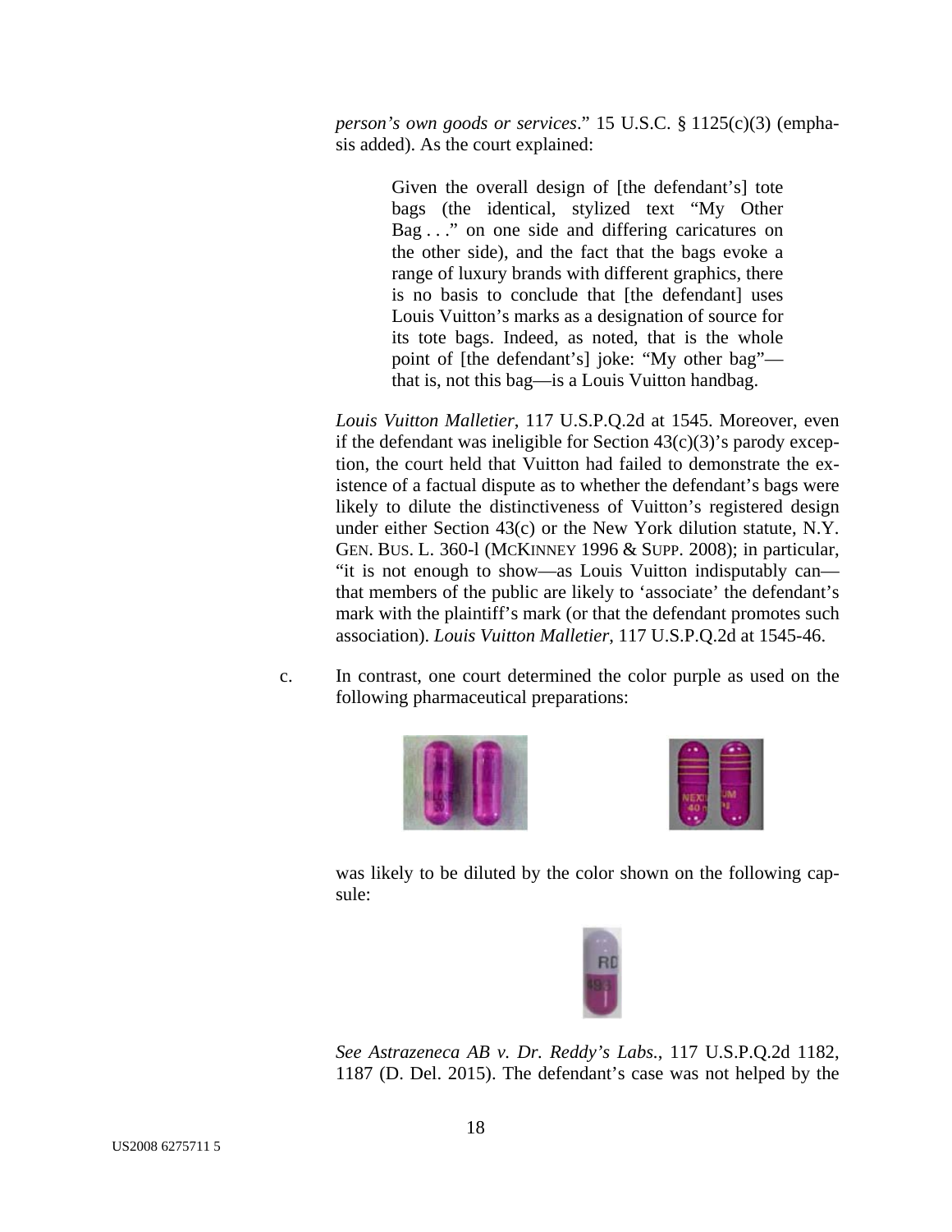*person's own goods or services*." 15 U.S.C. § 1125(c)(3) (emphasis added). As the court explained:

> Given the overall design of [the defendant's] tote bags (the identical, stylized text "My Other Bag . . ." on one side and differing caricatures on the other side), and the fact that the bags evoke a range of luxury brands with different graphics, there is no basis to conclude that [the defendant] uses Louis Vuitton's marks as a designation of source for its tote bags. Indeed, as noted, that is the whole point of [the defendant's] joke: "My other bag"—that is, not this bag—is a Louis Vuitton handbag.

*Louis Vuitton Malletier*, 117 U.S.P.Q.2d at 1545. Moreover, even if the defendant was ineligible for Section 43(c)(3)'s parody exception, the court held that Vuitton had failed to demonstrate the existence of a factual dispute as to whether the defendant's bags were likely to dilute the distinctiveness of Vuitton's registered design under either Section 43(c) or the New York dilution statute, N.Y. GEN. BUS. L. 360-l (MCKINNEY 1996 & SUPP. 2008); in particular, "it is not enough to show—as Louis Vuitton indisputably can—that members of the public are likely to 'associate' the defendant's mark with the plaintiff's mark (or that the defendant promotes such association). *Louis Vuitton Malletier*, 117 U.S.P.Q.2d at 1545-46.

c. In contrast, one court determined the color purple as used on the following pharmaceutical preparations:

was likely to be diluted by the color shown on the following capsule:

*See Astrazeneca AB v. Dr. Reddy's Labs.*, 117 U.S.P.Q.2d 1182, 1187 (D. Del. 2015). The defendant's case was not helped by the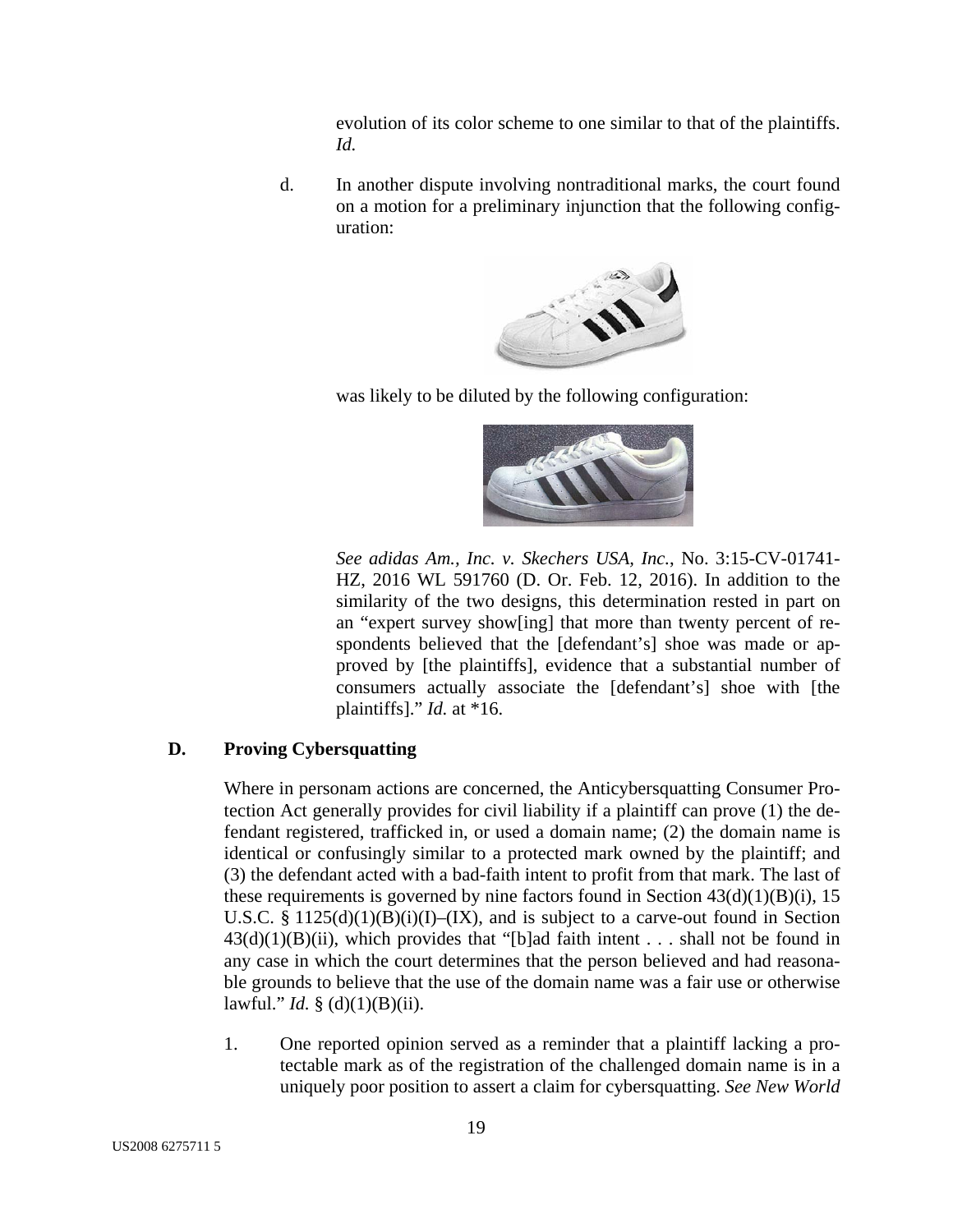evolution of its color scheme to one similar to that of the plaintiffs. *Id.*

d. In another dispute involving nontraditional marks, the court found on a motion for a preliminary injunction that the following configuration:

was likely to be diluted by the following configuration:

*See adidas Am., Inc. v. Skechers USA, Inc.*, No. 3:15-CV-01741-HZ, 2016 WL 591760 (D. Or. Feb. 12, 2016). In addition to the similarity of the two designs, this determination rested in part on an "expert survey show[ing] that more than twenty percent of respondents believed that the [defendant's] shoe was made or approved by [the plaintiffs], evidence that a substantial number of consumers actually associate the [defendant's] shoe with [the plaintiffs]." *Id.* at *16.

### D. Proving Cybersquatting

Where in personam actions are concerned, the Anticybersquatting Consumer Protection Act generally provides for civil liability if a plaintiff can prove (1) the defendant registered, trafficked in, or used a domain name; (2) the domain name is identical or confusingly similar to a protected mark owned by the plaintiff; and (3) the defendant acted with a bad-faith intent to profit from that mark. The last of these requirements is governed by nine factors found in Section 43(d)(1)(B)(i), 15 U.S.C. § 1125(d)(1)(B)(i)(I)–(IX), and is subject to a carve-out found in Section 43(d)(1)(B)(ii), which provides that "[b]ad faith intent . . . shall not be found in any case in which the court determines that the person believed and had reasonable grounds to believe that the use of the domain name was a fair use or otherwise lawful." *Id.* § (d)(1)(B)(ii).

1. One reported opinion served as a reminder that a plaintiff lacking a protectable mark as of the registration of the challenged domain name is in a uniquely poor position to assert a claim for cybersquatting. *See New World*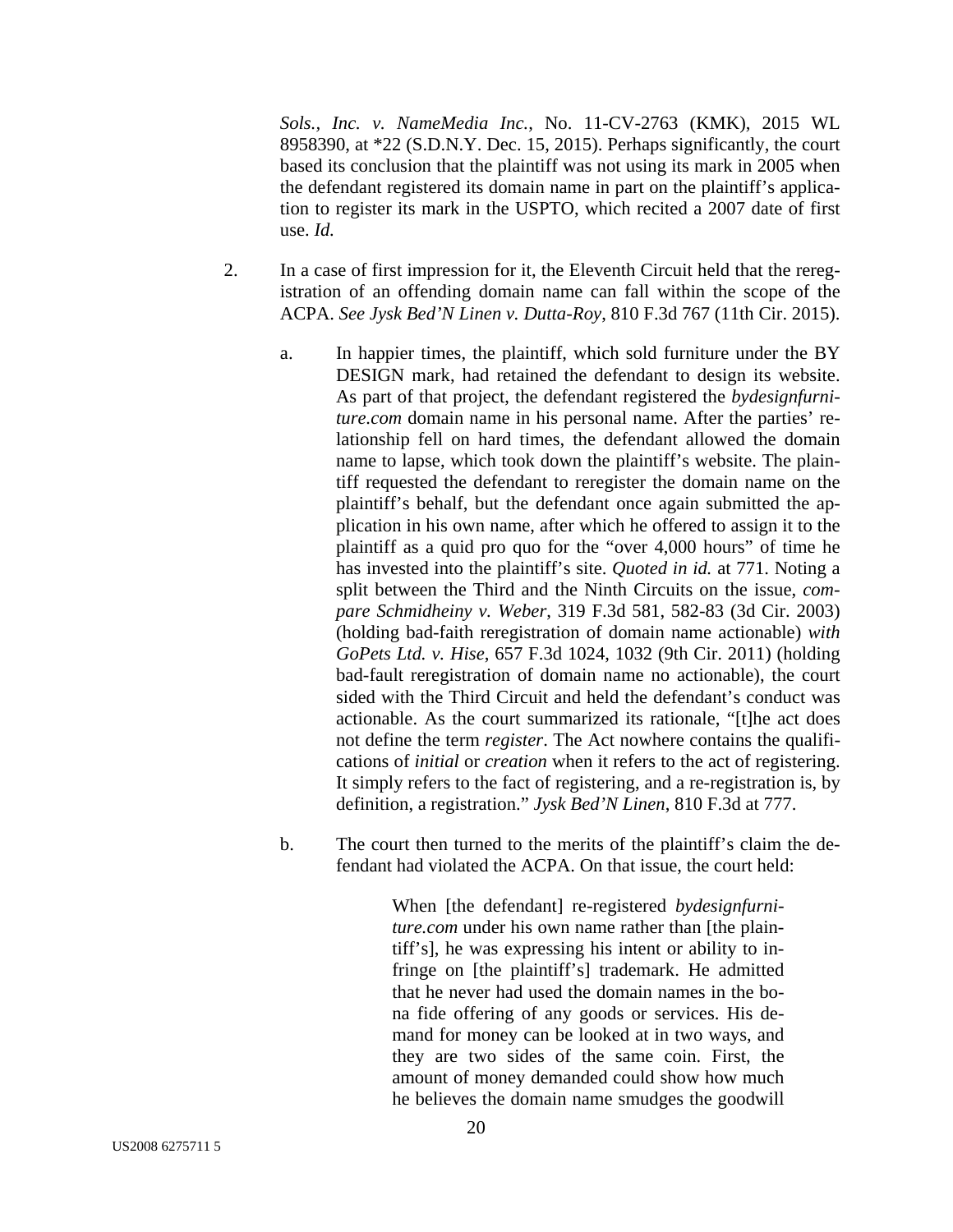*Sols., Inc. v. NameMedia Inc.*, No. 11-CV-2763 (KMK), 2015 WL 8958390, at *22 (S.D.N.Y. Dec. 15, 2015). Perhaps significantly, the court based its conclusion that the plaintiff was not using its mark in 2005 when the defendant registered its domain name in part on the plaintiff's application to register its mark in the USPTO, which recited a 2007 date of first use. *Id.*

2. In a case of first impression for it, the Eleventh Circuit held that the reregistration of an offending domain name can fall within the scope of the ACPA. *See Jysk Bed'N Linen v. Dutta-Roy*, 810 F.3d 767 (11th Cir. 2015).

   a. In happier times, the plaintiff, which sold furniture under the BY DESIGN mark, had retained the defendant to design its website. As part of that project, the defendant registered the *bydesignfurniture.com* domain name in his personal name. After the parties' relationship fell on hard times, the defendant allowed the domain name to lapse, which took down the plaintiff's website. The plaintiff requested the defendant to reregister the domain name on the plaintiff's behalf, but the defendant once again submitted the application in his own name, after which he offered to assign it to the plaintiff as a quid pro quo for the "over 4,000 hours" of time he has invested into the plaintiff's site. *Quoted in id.* at 771. Noting a split between the Third and the Ninth Circuits on the issue, *compare Schmidheiny v. Weber*, 319 F.3d 581, 582-83 (3d Cir. 2003) (holding bad-faith reregistration of domain name actionable) *with GoPets Ltd. v. Hise*, 657 F.3d 1024, 1032 (9th Cir. 2011) (holding bad-fault reregistration of domain name no actionable), the court sided with the Third Circuit and held the defendant's conduct was actionable. As the court summarized its rationale, "[t]he act does not define the term *register*. The Act nowhere contains the qualifications of *initial* or *creation* when it refers to the act of registering. It simply refers to the fact of registering, and a re-registration is, by definition, a registration." *Jysk Bed'N Linen*, 810 F.3d at 777.

   b. The court then turned to the merits of the plaintiff's claim the defendant had violated the ACPA. On that issue, the court held:

      > When [the defendant] re-registered *bydesignfurniture.com* under his own name rather than [the plaintiff's], he was expressing his intent or ability to infringe on [the plaintiff's] trademark. He admitted that he never had used the domain names in the bona fide offering of any goods or services. His demand for money can be looked at in two ways, and they are two sides of the same coin. First, the amount of money demanded could show how much he believes the domain name smudges the goodwill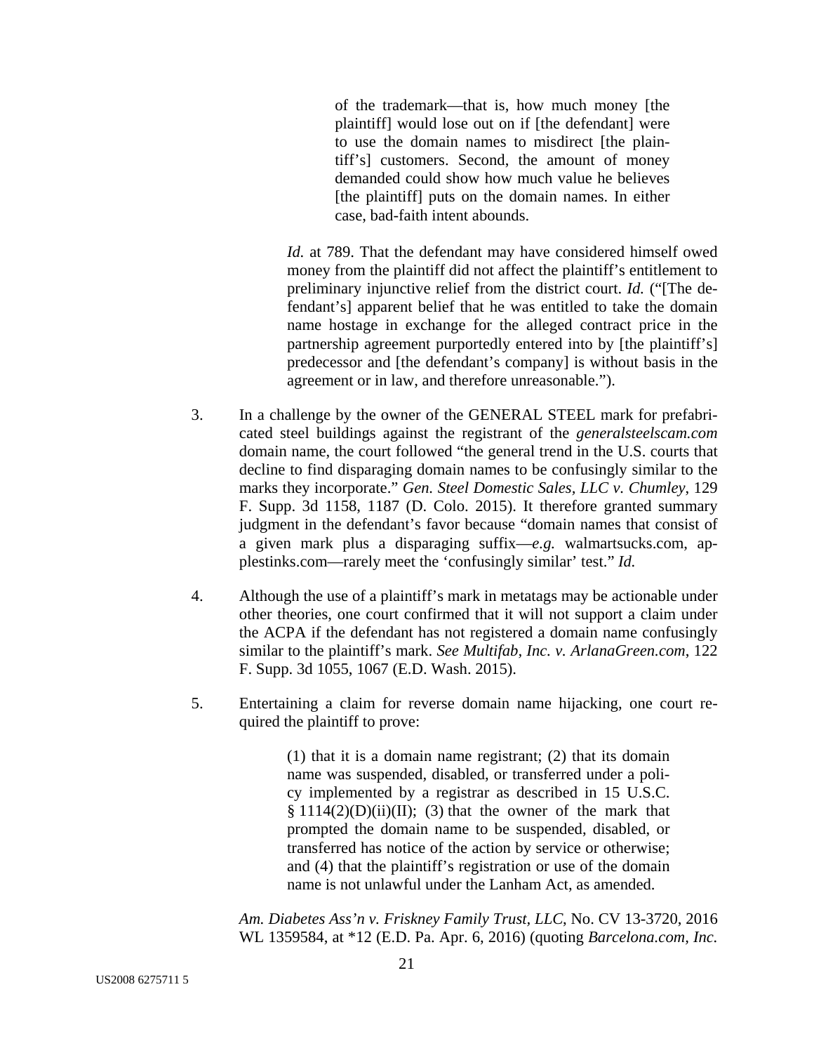> of the trademark—that is, how much money [the plaintiff] would lose out on if [the defendant] were to use the domain names to misdirect [the plaintiff's] customers. Second, the amount of money demanded could show how much value he believes [the plaintiff] puts on the domain names. In either case, bad-faith intent abounds.

*Id.* at 789. That the defendant may have considered himself owed money from the plaintiff did not affect the plaintiff's entitlement to preliminary injunctive relief from the district court. *Id.* ("[The defendant's] apparent belief that he was entitled to take the domain name hostage in exchange for the alleged contract price in the partnership agreement purportedly entered into by [the plaintiff's] predecessor and [the defendant's company] is without basis in the agreement or in law, and therefore unreasonable.").

3. In a challenge by the owner of the GENERAL STEEL mark for prefabricated steel buildings against the registrant of the *generalsteelscam.com* domain name, the court followed "the general trend in the U.S. courts that decline to find disparaging domain names to be confusingly similar to the marks they incorporate." *Gen. Steel Domestic Sales, LLC v. Chumley*, 129 F. Supp. 3d 1158, 1187 (D. Colo. 2015). It therefore granted summary judgment in the defendant's favor because "domain names that consist of a given mark plus a disparaging suffix—*e.g.* walmartsucks.com, applestinks.com—rarely meet the 'confusingly similar' test." *Id.*

4. Although the use of a plaintiff's mark in metatags may be actionable under other theories, one court confirmed that it will not support a claim under the ACPA if the defendant has not registered a domain name confusingly similar to the plaintiff's mark. *See Multifab, Inc. v. ArlanaGreen.com*, 122 F. Supp. 3d 1055, 1067 (E.D. Wash. 2015).

5. Entertaining a claim for reverse domain name hijacking, one court required the plaintiff to prove:

> (1) that it is a domain name registrant; (2) that its domain name was suspended, disabled, or transferred under a policy implemented by a registrar as described in 15 U.S.C. § 1114(2)(D)(ii)(II); (3) that the owner of the mark that prompted the domain name to be suspended, disabled, or transferred has notice of the action by service or otherwise; and (4) that the plaintiff's registration or use of the domain name is not unlawful under the Lanham Act, as amended.

*Am. Diabetes Ass'n v. Friskney Family Trust, LLC*, No. CV 13-3720, 2016 WL 1359584, at *12 (E.D. Pa. Apr. 6, 2016) (quoting *Barcelona.com, Inc.*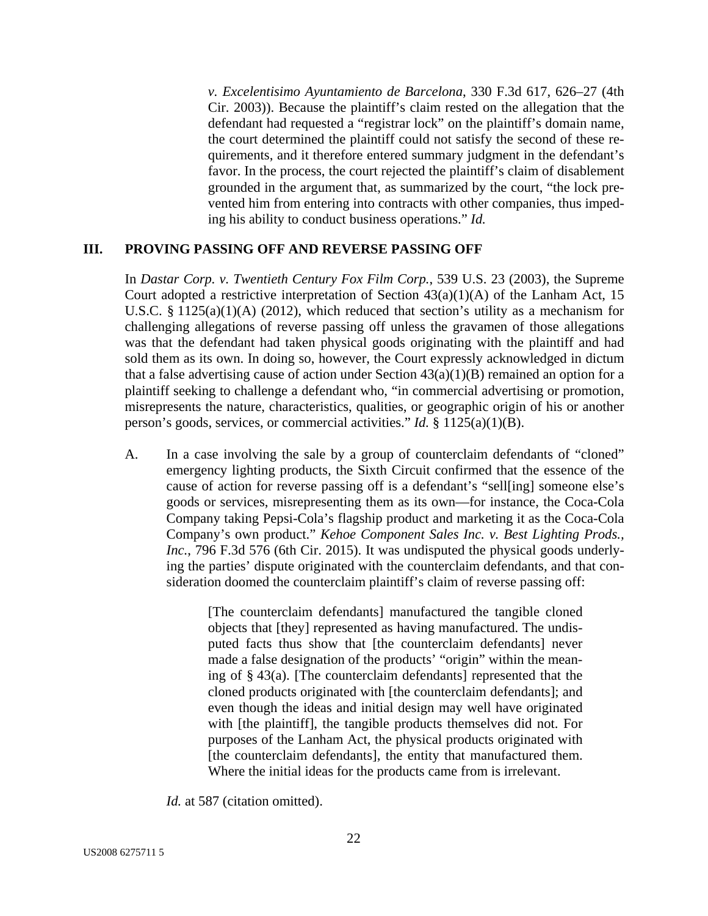*v. Excelentisimo Ayuntamiento de Barcelona*, 330 F.3d 617, 626–27 (4th Cir. 2003)). Because the plaintiff's claim rested on the allegation that the defendant had requested a "registrar lock" on the plaintiff's domain name, the court determined the plaintiff could not satisfy the second of these requirements, and it therefore entered summary judgment in the defendant's favor. In the process, the court rejected the plaintiff's claim of disablement grounded in the argument that, as summarized by the court, "the lock prevented him from entering into contracts with other companies, thus impeding his ability to conduct business operations." *Id.*

## III. PROVING PASSING OFF AND REVERSE PASSING OFF

In *Dastar Corp. v. Twentieth Century Fox Film Corp.*, 539 U.S. 23 (2003), the Supreme Court adopted a restrictive interpretation of Section 43(a)(1)(A) of the Lanham Act, 15 U.S.C. § 1125(a)(1)(A) (2012), which reduced that section's utility as a mechanism for challenging allegations of reverse passing off unless the gravamen of those allegations was that the defendant had taken physical goods originating with the plaintiff and had sold them as its own. In doing so, however, the Court expressly acknowledged in dictum that a false advertising cause of action under Section 43(a)(1)(B) remained an option for a plaintiff seeking to challenge a defendant who, "in commercial advertising or promotion, misrepresents the nature, characteristics, qualities, or geographic origin of his or another person's goods, services, or commercial activities." *Id.* § 1125(a)(1)(B).

A. In a case involving the sale by a group of counterclaim defendants of "cloned" emergency lighting products, the Sixth Circuit confirmed that the essence of the cause of action for reverse passing off is a defendant's "sell[ing] someone else's goods or services, misrepresenting them as its own—for instance, the Coca-Cola Company taking Pepsi-Cola's flagship product and marketing it as the Coca-Cola Company's own product." *Kehoe Component Sales Inc. v. Best Lighting Prods., Inc.*, 796 F.3d 576 (6th Cir. 2015). It was undisputed the physical goods underlying the parties' dispute originated with the counterclaim defendants, and that consideration doomed the counterclaim plaintiff's claim of reverse passing off:

> [The counterclaim defendants] manufactured the tangible cloned objects that [they] represented as having manufactured. The undisputed facts thus show that [the counterclaim defendants] never made a false designation of the products' "origin" within the meaning of § 43(a). [The counterclaim defendants] represented that the cloned products originated with [the counterclaim defendants]; and even though the ideas and initial design may well have originated with [the plaintiff], the tangible products themselves did not. For purposes of the Lanham Act, the physical products originated with [the counterclaim defendants], the entity that manufactured them. Where the initial ideas for the products came from is irrelevant.

*Id.* at 587 (citation omitted).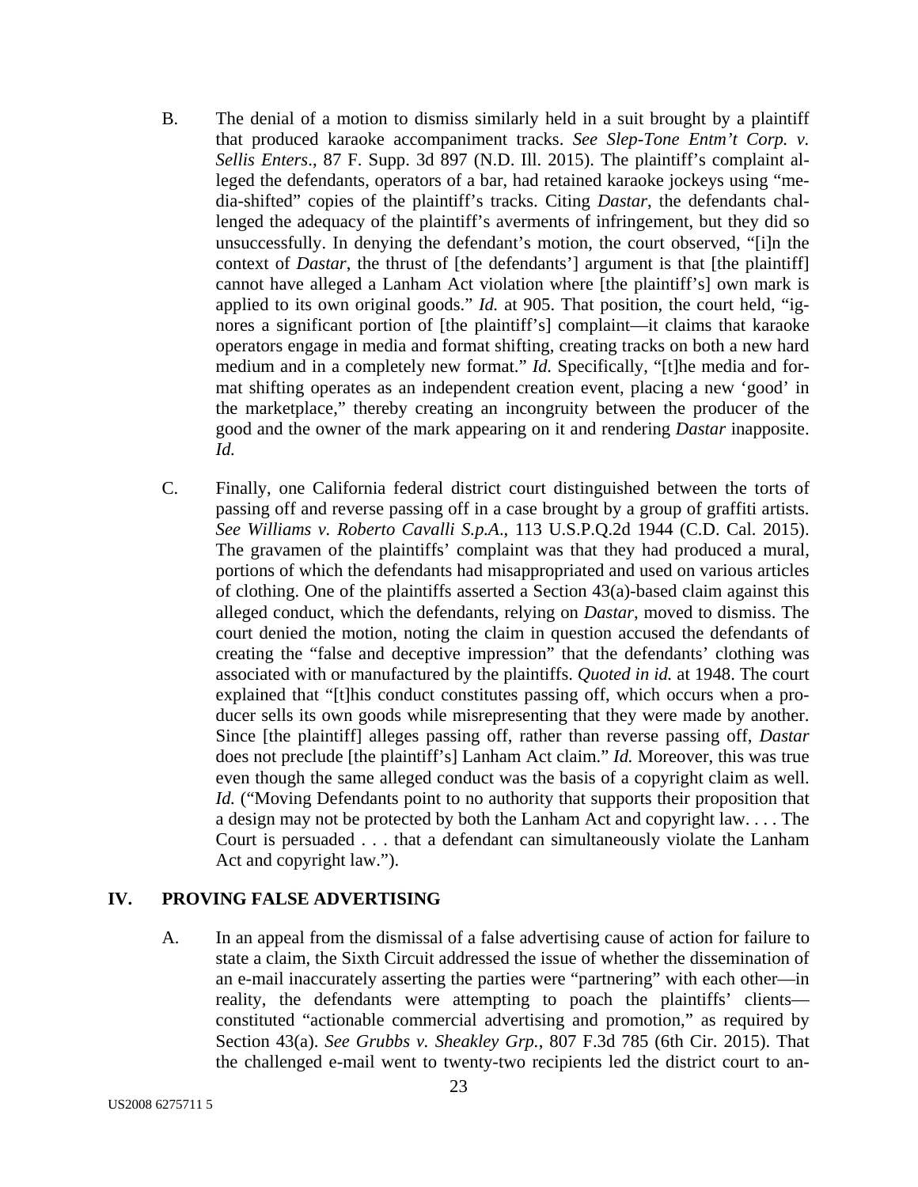B. The denial of a motion to dismiss similarly held in a suit brought by a plaintiff that produced karaoke accompaniment tracks. *See Slep-Tone Entm't Corp. v. Sellis Enters*., 87 F. Supp. 3d 897 (N.D. Ill. 2015). The plaintiff's complaint alleged the defendants, operators of a bar, had retained karaoke jockeys using "media-shifted" copies of the plaintiff's tracks. Citing *Dastar*, the defendants challenged the adequacy of the plaintiff's averments of infringement, but they did so unsuccessfully. In denying the defendant's motion, the court observed, "[i]n the context of *Dastar*, the thrust of [the defendants'] argument is that [the plaintiff] cannot have alleged a Lanham Act violation where [the plaintiff's] own mark is applied to its own original goods." *Id.* at 905. That position, the court held, "ignores a significant portion of [the plaintiff's] complaint—it claims that karaoke operators engage in media and format shifting, creating tracks on both a new hard medium and in a completely new format." *Id.* Specifically, "[t]he media and format shifting operates as an independent creation event, placing a new 'good' in the marketplace," thereby creating an incongruity between the producer of the good and the owner of the mark appearing on it and rendering *Dastar* inapposite. *Id.*

C. Finally, one California federal district court distinguished between the torts of passing off and reverse passing off in a case brought by a group of graffiti artists. *See Williams v. Roberto Cavalli S.p.A*., 113 U.S.P.Q.2d 1944 (C.D. Cal. 2015). The gravamen of the plaintiffs' complaint was that they had produced a mural, portions of which the defendants had misappropriated and used on various articles of clothing. One of the plaintiffs asserted a Section 43(a)-based claim against this alleged conduct, which the defendants, relying on *Dastar*, moved to dismiss. The court denied the motion, noting the claim in question accused the defendants of creating the "false and deceptive impression" that the defendants' clothing was associated with or manufactured by the plaintiffs. *Quoted in id.* at 1948. The court explained that "[t]his conduct constitutes passing off, which occurs when a producer sells its own goods while misrepresenting that they were made by another. Since [the plaintiff] alleges passing off, rather than reverse passing off, *Dastar* does not preclude [the plaintiff's] Lanham Act claim." *Id.* Moreover, this was true even though the same alleged conduct was the basis of a copyright claim as well. *Id.* ("Moving Defendants point to no authority that supports their proposition that a design may not be protected by both the Lanham Act and copyright law. . . . The Court is persuaded . . . that a defendant can simultaneously violate the Lanham Act and copyright law.").

## IV. PROVING FALSE ADVERTISING

A. In an appeal from the dismissal of a false advertising cause of action for failure to state a claim, the Sixth Circuit addressed the issue of whether the dissemination of an e-mail inaccurately asserting the parties were "partnering" with each other—in reality, the defendants were attempting to poach the plaintiffs' clients—constituted "actionable commercial advertising and promotion," as required by Section 43(a). *See Grubbs v. Sheakley Grp.*, 807 F.3d 785 (6th Cir. 2015). That the challenged e-mail went to twenty-two recipients led the district court to an-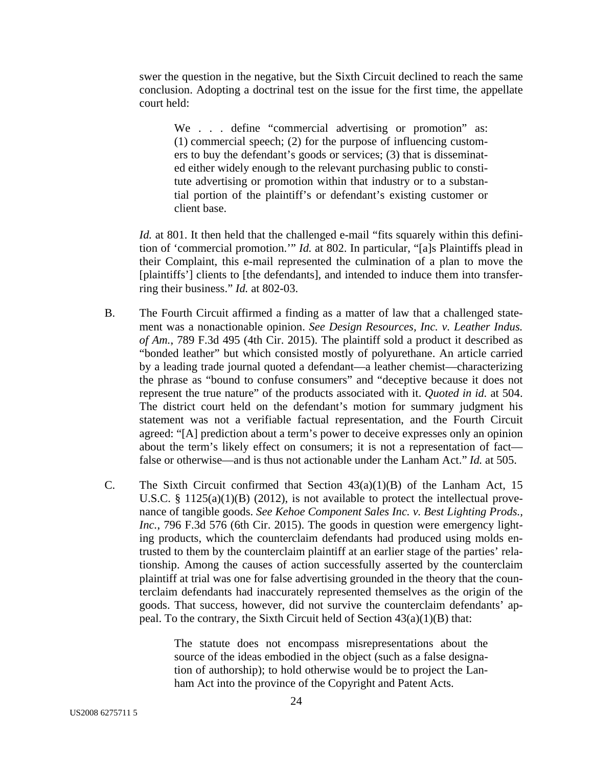swer the question in the negative, but the Sixth Circuit declined to reach the same conclusion. Adopting a doctrinal test on the issue for the first time, the appellate court held:

> We . . . define "commercial advertising or promotion" as: (1) commercial speech; (2) for the purpose of influencing customers to buy the defendant's goods or services; (3) that is disseminated either widely enough to the relevant purchasing public to constitute advertising or promotion within that industry or to a substantial portion of the plaintiff's or defendant's existing customer or client base.

*Id.* at 801. It then held that the challenged e-mail "fits squarely within this definition of 'commercial promotion.'" *Id.* at 802. In particular, "[a]s Plaintiffs plead in their Complaint, this e-mail represented the culmination of a plan to move the [plaintiffs'] clients to [the defendants], and intended to induce them into transferring their business." *Id.* at 802-03.

B. The Fourth Circuit affirmed a finding as a matter of law that a challenged statement was a nonactionable opinion. *See Design Resources, Inc. v. Leather Indus. of Am.*, 789 F.3d 495 (4th Cir. 2015). The plaintiff sold a product it described as "bonded leather" but which consisted mostly of polyurethane. An article carried by a leading trade journal quoted a defendant—a leather chemist—characterizing the phrase as "bound to confuse consumers" and "deceptive because it does not represent the true nature" of the products associated with it. *Quoted in id.* at 504. The district court held on the defendant's motion for summary judgment his statement was not a verifiable factual representation, and the Fourth Circuit agreed: "[A] prediction about a term's power to deceive expresses only an opinion about the term's likely effect on consumers; it is not a representation of fact—false or otherwise—and is thus not actionable under the Lanham Act." *Id.* at 505.

C. The Sixth Circuit confirmed that Section 43(a)(1)(B) of the Lanham Act, 15 U.S.C. § 1125(a)(1)(B) (2012), is not available to protect the intellectual provenance of tangible goods. *See Kehoe Component Sales Inc. v. Best Lighting Prods., Inc.*, 796 F.3d 576 (6th Cir. 2015). The goods in question were emergency lighting products, which the counterclaim defendants had produced using molds entrusted to them by the counterclaim plaintiff at an earlier stage of the parties' relationship. Among the causes of action successfully asserted by the counterclaim plaintiff at trial was one for false advertising grounded in the theory that the counterclaim defendants had inaccurately represented themselves as the origin of the goods. That success, however, did not survive the counterclaim defendants' appeal. To the contrary, the Sixth Circuit held of Section 43(a)(1)(B) that:

> The statute does not encompass misrepresentations about the source of the ideas embodied in the object (such as a false designation of authorship); to hold otherwise would be to project the Lanham Act into the province of the Copyright and Patent Acts.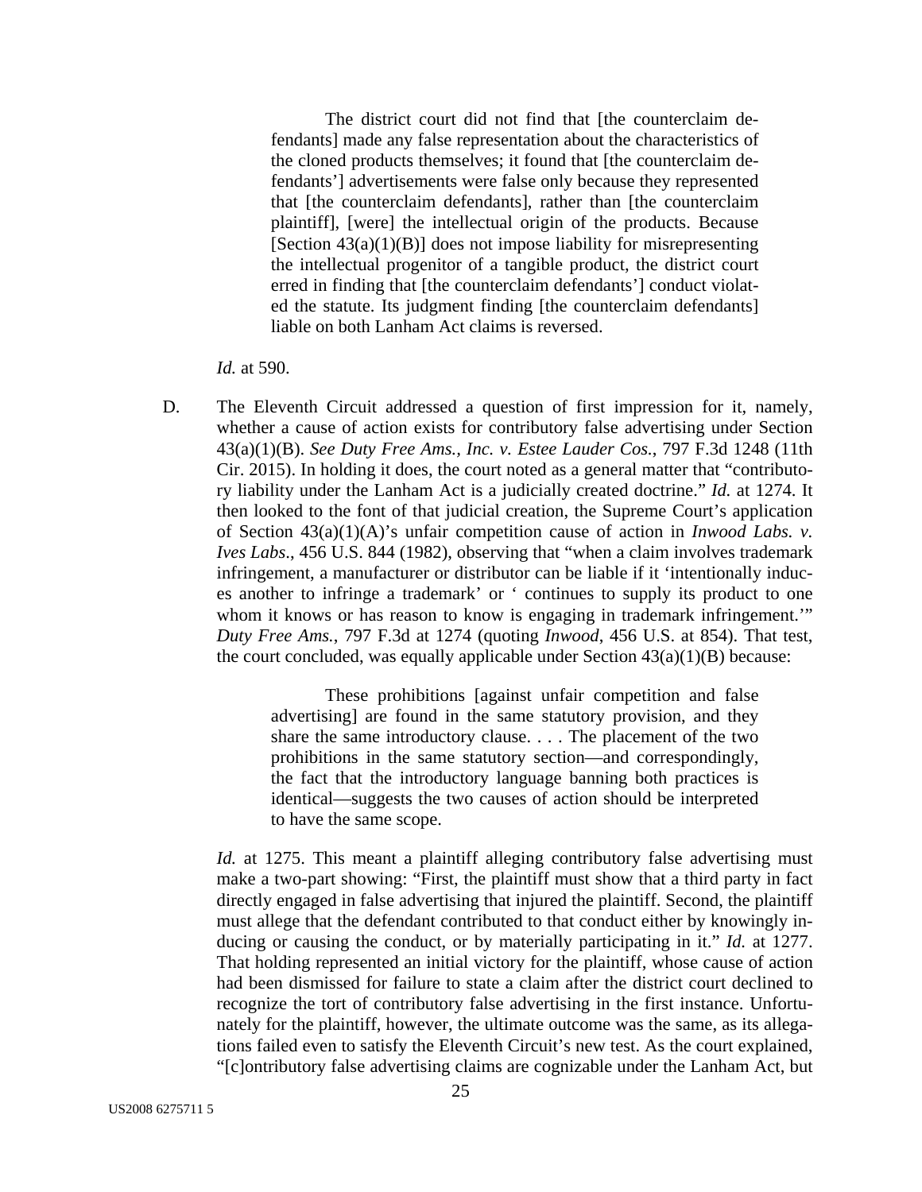> The district court did not find that [the counterclaim defendants] made any false representation about the characteristics of the cloned products themselves; it found that [the counterclaim defendants'] advertisements were false only because they represented that [the counterclaim defendants], rather than [the counterclaim plaintiff], [were] the intellectual origin of the products. Because [Section 43(a)(1)(B)] does not impose liability for misrepresenting the intellectual progenitor of a tangible product, the district court erred in finding that [the counterclaim defendants'] conduct violated the statute. Its judgment finding [the counterclaim defendants] liable on both Lanham Act claims is reversed.

*Id.* at 590.

D. The Eleventh Circuit addressed a question of first impression for it, namely, whether a cause of action exists for contributory false advertising under Section 43(a)(1)(B). *See Duty Free Ams., Inc. v. Estee Lauder Cos.*, 797 F.3d 1248 (11th Cir. 2015). In holding it does, the court noted as a general matter that "contributory liability under the Lanham Act is a judicially created doctrine." *Id.* at 1274. It then looked to the font of that judicial creation, the Supreme Court's application of Section 43(a)(1)(A)'s unfair competition cause of action in *Inwood Labs. v. Ives Labs*., 456 U.S. 844 (1982), observing that "when a claim involves trademark infringement, a manufacturer or distributor can be liable if it 'intentionally induces another to infringe a trademark' or ' continues to supply its product to one whom it knows or has reason to know is engaging in trademark infringement.'" *Duty Free Ams.*, 797 F.3d at 1274 (quoting *Inwood*, 456 U.S. at 854). That test, the court concluded, was equally applicable under Section 43(a)(1)(B) because:

> These prohibitions [against unfair competition and false advertising] are found in the same statutory provision, and they share the same introductory clause. . . . The placement of the two prohibitions in the same statutory section—and correspondingly, the fact that the introductory language banning both practices is identical—suggests the two causes of action should be interpreted to have the same scope.

*Id.* at 1275. This meant a plaintiff alleging contributory false advertising must make a two-part showing: "First, the plaintiff must show that a third party in fact directly engaged in false advertising that injured the plaintiff. Second, the plaintiff must allege that the defendant contributed to that conduct either by knowingly inducing or causing the conduct, or by materially participating in it." *Id.* at 1277. That holding represented an initial victory for the plaintiff, whose cause of action had been dismissed for failure to state a claim after the district court declined to recognize the tort of contributory false advertising in the first instance. Unfortunately for the plaintiff, however, the ultimate outcome was the same, as its allegations failed even to satisfy the Eleventh Circuit's new test. As the court explained, "[c]ontributory false advertising claims are cognizable under the Lanham Act, but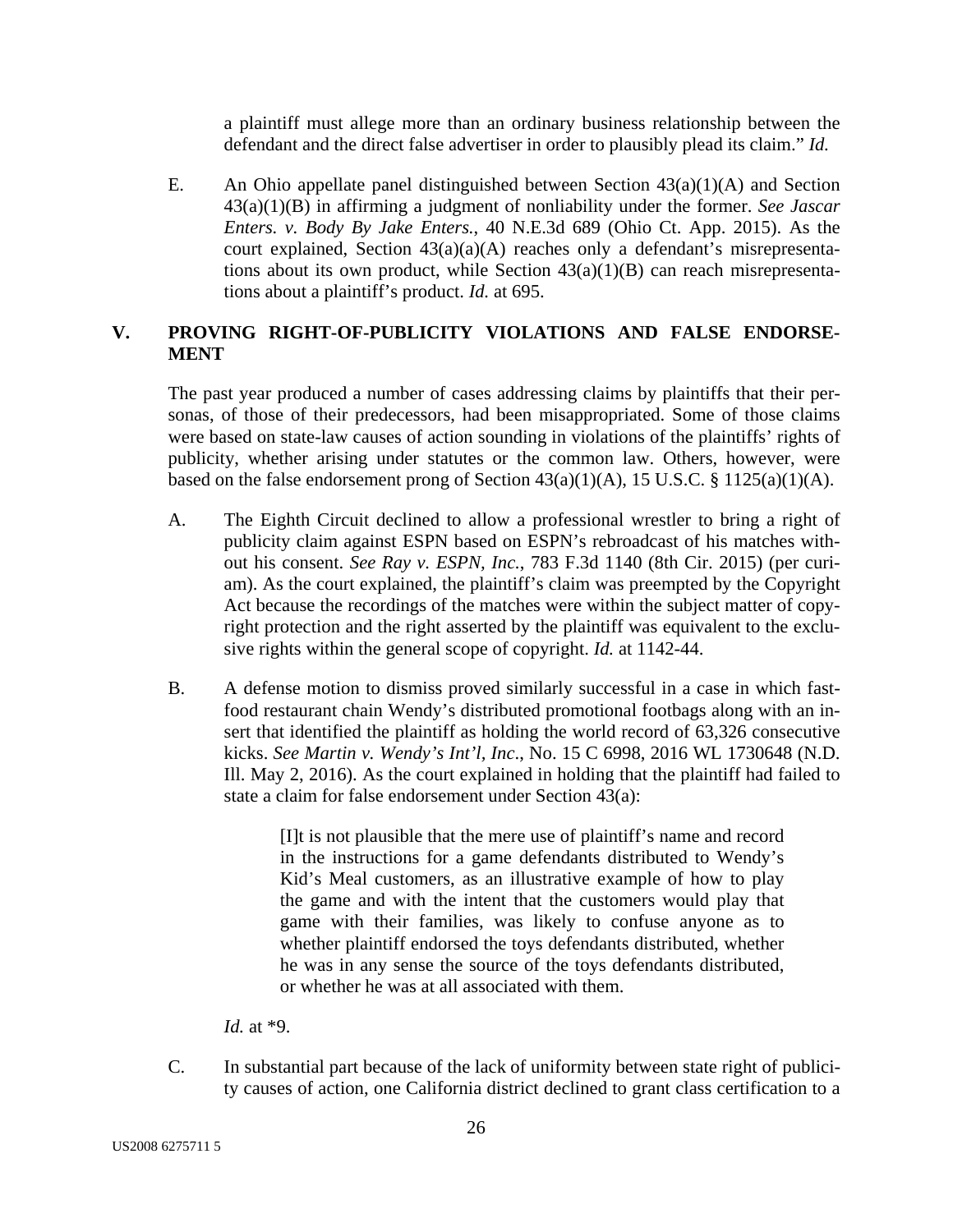a plaintiff must allege more than an ordinary business relationship between the defendant and the direct false advertiser in order to plausibly plead its claim." *Id.*

E. An Ohio appellate panel distinguished between Section 43(a)(1)(A) and Section 43(a)(1)(B) in affirming a judgment of nonliability under the former. *See Jascar Enters. v. Body By Jake Enters.*, 40 N.E.3d 689 (Ohio Ct. App. 2015). As the court explained, Section 43(a)(a)(A) reaches only a defendant's misrepresentations about its own product, while Section 43(a)(1)(B) can reach misrepresentations about a plaintiff's product. *Id.* at 695.

## V. PROVING RIGHT-OF-PUBLICITY VIOLATIONS AND FALSE ENDORSEMENT

The past year produced a number of cases addressing claims by plaintiffs that their personas, of those of their predecessors, had been misappropriated. Some of those claims were based on state-law causes of action sounding in violations of the plaintiffs' rights of publicity, whether arising under statutes or the common law. Others, however, were based on the false endorsement prong of Section 43(a)(1)(A), 15 U.S.C. § 1125(a)(1)(A).

A. The Eighth Circuit declined to allow a professional wrestler to bring a right of publicity claim against ESPN based on ESPN's rebroadcast of his matches without his consent. *See Ray v. ESPN, Inc.*, 783 F.3d 1140 (8th Cir. 2015) (per curiam). As the court explained, the plaintiff's claim was preempted by the Copyright Act because the recordings of the matches were within the subject matter of copyright protection and the right asserted by the plaintiff was equivalent to the exclusive rights within the general scope of copyright. *Id.* at 1142-44.

B. A defense motion to dismiss proved similarly successful in a case in which fast-food restaurant chain Wendy's distributed promotional footbags along with an insert that identified the plaintiff as holding the world record of 63,326 consecutive kicks. *See Martin v. Wendy's Int'l, Inc*., No. 15 C 6998, 2016 WL 1730648 (N.D. Ill. May 2, 2016). As the court explained in holding that the plaintiff had failed to state a claim for false endorsement under Section 43(a):

> [I]t is not plausible that the mere use of plaintiff's name and record in the instructions for a game defendants distributed to Wendy's Kid's Meal customers, as an illustrative example of how to play the game and with the intent that the customers would play that game with their families, was likely to confuse anyone as to whether plaintiff endorsed the toys defendants distributed, whether he was in any sense the source of the toys defendants distributed, or whether he was at all associated with them.

*Id.* at *9.

C. In substantial part because of the lack of uniformity between state right of publicity causes of action, one California district declined to grant class certification to a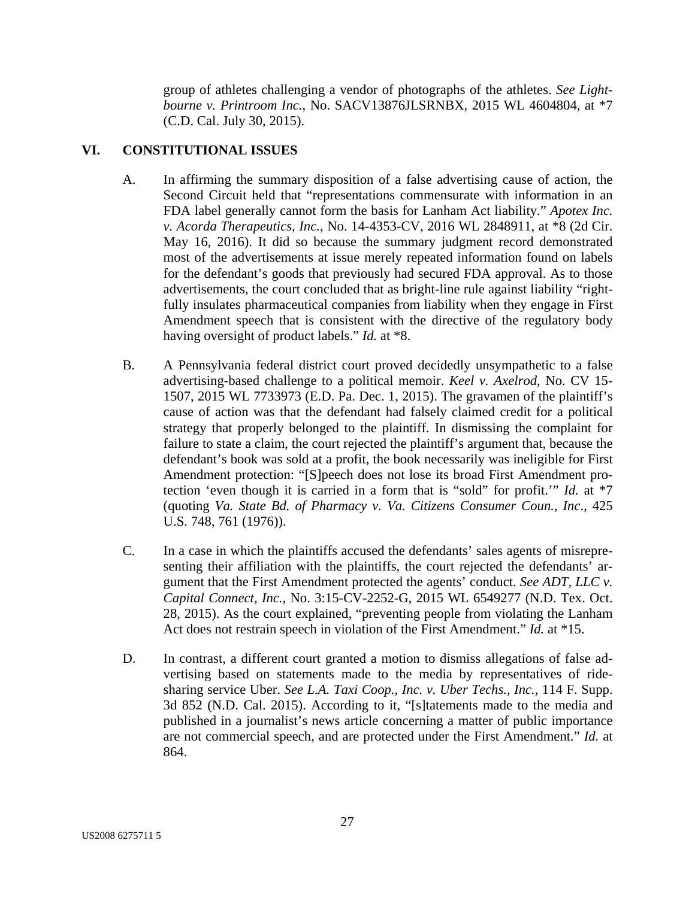group of athletes challenging a vendor of photographs of the athletes. *See Lightbourne v. Printroom Inc.*, No. SACV13876JLSRNBX, 2015 WL 4604804, at *7 (C.D. Cal. July 30, 2015).

## VI. CONSTITUTIONAL ISSUES

A. In affirming the summary disposition of a false advertising cause of action, the Second Circuit held that "representations commensurate with information in an FDA label generally cannot form the basis for Lanham Act liability." *Apotex Inc. v. Acorda Therapeutics, Inc.*, No. 14-4353-CV, 2016 WL 2848911, at *8 (2d Cir. May 16, 2016). It did so because the summary judgment record demonstrated most of the advertisements at issue merely repeated information found on labels for the defendant's goods that previously had secured FDA approval. As to those advertisements, the court concluded that as bright-line rule against liability "rightfully insulates pharmaceutical companies from liability when they engage in First Amendment speech that is consistent with the directive of the regulatory body having oversight of product labels." *Id.* at *8.

B. A Pennsylvania federal district court proved decidedly unsympathetic to a false advertising-based challenge to a political memoir. *Keel v. Axelrod*, No. CV 15-1507, 2015 WL 7733973 (E.D. Pa. Dec. 1, 2015). The gravamen of the plaintiff's cause of action was that the defendant had falsely claimed credit for a political strategy that properly belonged to the plaintiff. In dismissing the complaint for failure to state a claim, the court rejected the plaintiff's argument that, because the defendant's book was sold at a profit, the book necessarily was ineligible for First Amendment protection: "[S]peech does not lose its broad First Amendment protection 'even though it is carried in a form that is "sold" for profit.'" *Id.* at *7 (quoting *Va. State Bd. of Pharmacy v. Va. Citizens Consumer Coun., Inc.*, 425 U.S. 748, 761 (1976)).

C. In a case in which the plaintiffs accused the defendants' sales agents of misrepresenting their affiliation with the plaintiffs, the court rejected the defendants' argument that the First Amendment protected the agents' conduct. *See ADT, LLC v. Capital Connect, Inc.*, No. 3:15-CV-2252-G, 2015 WL 6549277 (N.D. Tex. Oct. 28, 2015). As the court explained, "preventing people from violating the Lanham Act does not restrain speech in violation of the First Amendment." *Id.* at *15.

D. In contrast, a different court granted a motion to dismiss allegations of false advertising based on statements made to the media by representatives of ride-sharing service Uber. *See L.A. Taxi Coop., Inc. v. Uber Techs., Inc.*, 114 F. Supp. 3d 852 (N.D. Cal. 2015). According to it, "[s]tatements made to the media and published in a journalist's news article concerning a matter of public importance are not commercial speech, and are protected under the First Amendment." *Id.* at 864.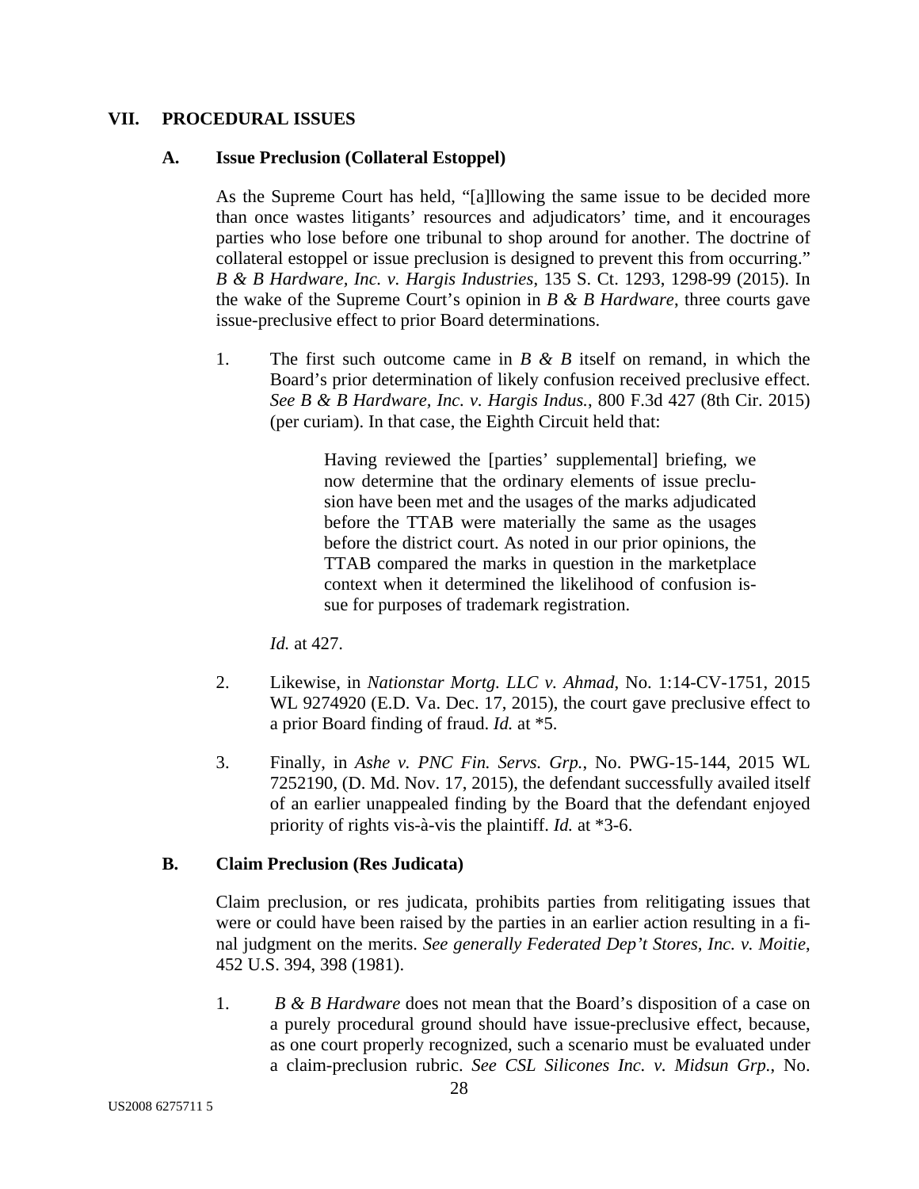## VII. PROCEDURAL ISSUES

### A. Issue Preclusion (Collateral Estoppel)

As the Supreme Court has held, "[a]llowing the same issue to be decided more than once wastes litigants' resources and adjudicators' time, and it encourages parties who lose before one tribunal to shop around for another. The doctrine of collateral estoppel or issue preclusion is designed to prevent this from occurring." *B & B Hardware, Inc. v. Hargis Industries*, 135 S. Ct. 1293, 1298-99 (2015). In the wake of the Supreme Court's opinion in *B & B Hardware*, three courts gave issue-preclusive effect to prior Board determinations.

1. The first such outcome came in *B & B* itself on remand, in which the Board's prior determination of likely confusion received preclusive effect. *See B & B Hardware, Inc. v. Hargis Indus.*, 800 F.3d 427 (8th Cir. 2015) (per curiam). In that case, the Eighth Circuit held that:

   > Having reviewed the [parties' supplemental] briefing, we now determine that the ordinary elements of issue preclusion have been met and the usages of the marks adjudicated before the TTAB were materially the same as the usages before the district court. As noted in our prior opinions, the TTAB compared the marks in question in the marketplace context when it determined the likelihood of confusion issue for purposes of trademark registration.

   *Id.* at 427.

2. Likewise, in *Nationstar Mortg. LLC v. Ahmad*, No. 1:14-CV-1751, 2015 WL 9274920 (E.D. Va. Dec. 17, 2015), the court gave preclusive effect to a prior Board finding of fraud. *Id.* at *5.

3. Finally, in *Ashe v. PNC Fin. Servs. Grp.*, No. PWG-15-144, 2015 WL 7252190, (D. Md. Nov. 17, 2015), the defendant successfully availed itself of an earlier unappealed finding by the Board that the defendant enjoyed priority of rights vis-à-vis the plaintiff. *Id.* at *3-6.

### B. Claim Preclusion (Res Judicata)

Claim preclusion, or res judicata, prohibits parties from relitigating issues that were or could have been raised by the parties in an earlier action resulting in a final judgment on the merits. *See generally Federated Dep't Stores, Inc. v. Moitie*, 452 U.S. 394, 398 (1981).

1. *B & B Hardware* does not mean that the Board's disposition of a case on a purely procedural ground should have issue-preclusive effect, because, as one court properly recognized, such a scenario must be evaluated under a claim-preclusion rubric. *See CSL Silicones Inc. v. Midsun Grp.*, No.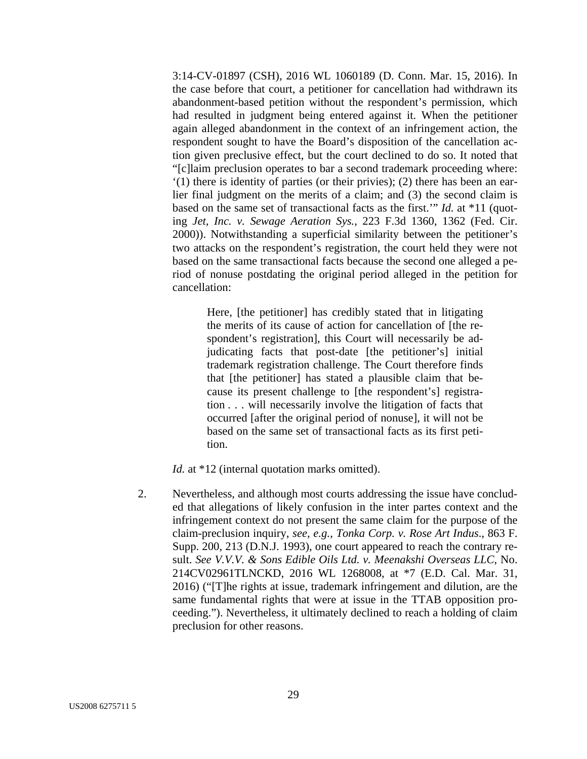3:14-CV-01897 (CSH), 2016 WL 1060189 (D. Conn. Mar. 15, 2016). In the case before that court, a petitioner for cancellation had withdrawn its abandonment-based petition without the respondent's permission, which had resulted in judgment being entered against it. When the petitioner again alleged abandonment in the context of an infringement action, the respondent sought to have the Board's disposition of the cancellation action given preclusive effect, but the court declined to do so. It noted that "[c]laim preclusion operates to bar a second trademark proceeding where: '(1) there is identity of parties (or their privies); (2) there has been an earlier final judgment on the merits of a claim; and (3) the second claim is based on the same set of transactional facts as the first.'" *Id.* at *11 (quoting *Jet, Inc. v. Sewage Aeration Sys.*, 223 F.3d 1360, 1362 (Fed. Cir. 2000)). Notwithstanding a superficial similarity between the petitioner's two attacks on the respondent's registration, the court held they were not based on the same transactional facts because the second one alleged a period of nonuse postdating the original period alleged in the petition for cancellation:

> Here, [the petitioner] has credibly stated that in litigating the merits of its cause of action for cancellation of [the respondent's registration], this Court will necessarily be adjudicating facts that post-date [the petitioner's] initial trademark registration challenge. The Court therefore finds that [the petitioner] has stated a plausible claim that because its present challenge to [the respondent's] registration . . . will necessarily involve the litigation of facts that occurred [after the original period of nonuse], it will not be based on the same set of transactional facts as its first petition.

*Id.* at *12 (internal quotation marks omitted).

2. Nevertheless, and although most courts addressing the issue have concluded that allegations of likely confusion in the inter partes context and the infringement context do not present the same claim for the purpose of the claim-preclusion inquiry, *see, e.g.*, *Tonka Corp. v. Rose Art Indus*., 863 F. Supp. 200, 213 (D.N.J. 1993), one court appeared to reach the contrary result. *See V.V.V. & Sons Edible Oils Ltd. v. Meenakshi Overseas LLC*, No. 214CV02961TLNCKD, 2016 WL 1268008, at *7 (E.D. Cal. Mar. 31, 2016) ("[T]he rights at issue, trademark infringement and dilution, are the same fundamental rights that were at issue in the TTAB opposition proceeding."). Nevertheless, it ultimately declined to reach a holding of claim preclusion for other reasons.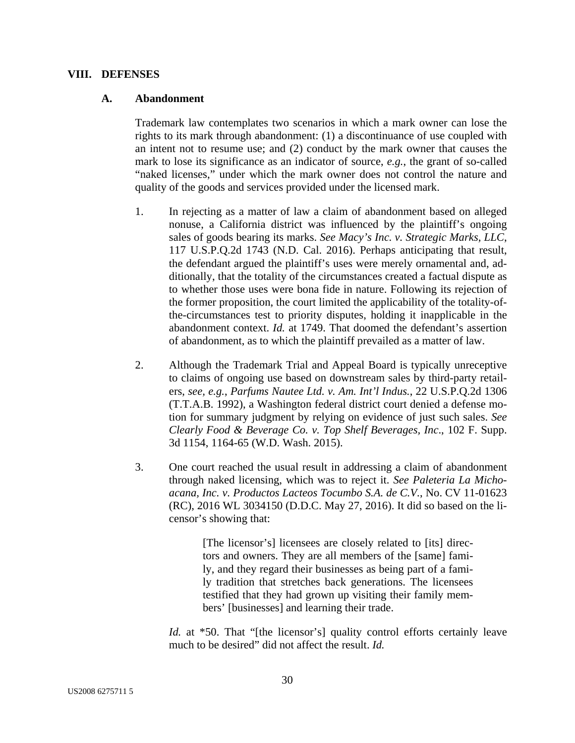## VIII. DEFENSES

### A. Abandonment

Trademark law contemplates two scenarios in which a mark owner can lose the rights to its mark through abandonment: (1) a discontinuance of use coupled with an intent not to resume use; and (2) conduct by the mark owner that causes the mark to lose its significance as an indicator of source, *e.g.*, the grant of so-called "naked licenses," under which the mark owner does not control the nature and quality of the goods and services provided under the licensed mark.

1. In rejecting as a matter of law a claim of abandonment based on alleged nonuse, a California district was influenced by the plaintiff's ongoing sales of goods bearing its marks. *See Macy's Inc. v. Strategic Marks, LLC*, 117 U.S.P.Q.2d 1743 (N.D. Cal. 2016). Perhaps anticipating that result, the defendant argued the plaintiff's uses were merely ornamental and, additionally, that the totality of the circumstances created a factual dispute as to whether those uses were bona fide in nature. Following its rejection of the former proposition, the court limited the applicability of the totality-of-the-circumstances test to priority disputes, holding it inapplicable in the abandonment context. *Id.* at 1749. That doomed the defendant's assertion of abandonment, as to which the plaintiff prevailed as a matter of law.

2. Although the Trademark Trial and Appeal Board is typically unreceptive to claims of ongoing use based on downstream sales by third-party retailers, *see, e.g.*, *Parfums Nautee Ltd. v. Am. Int'l Indus.*, 22 U.S.P.Q.2d 1306 (T.T.A.B. 1992), a Washington federal district court denied a defense motion for summary judgment by relying on evidence of just such sales. *See Clearly Food & Beverage Co. v. Top Shelf Beverages, Inc*., 102 F. Supp. 3d 1154, 1164-65 (W.D. Wash. 2015).

3. One court reached the usual result in addressing a claim of abandonment through naked licensing, which was to reject it. *See Paleteria La Michoacana, Inc. v. Productos Lacteos Tocumbo S.A. de C.V.*, No. CV 11-01623 (RC), 2016 WL 3034150 (D.D.C. May 27, 2016). It did so based on the licensor's showing that:

   > [The licensor's] licensees are closely related to [its] directors and owners. They are all members of the [same] family, and they regard their businesses as being part of a family tradition that stretches back generations. The licensees testified that they had grown up visiting their family members' [businesses] and learning their trade.

   *Id.* at *50. That "[the licensor's] quality control efforts certainly leave much to be desired" did not affect the result. *Id.*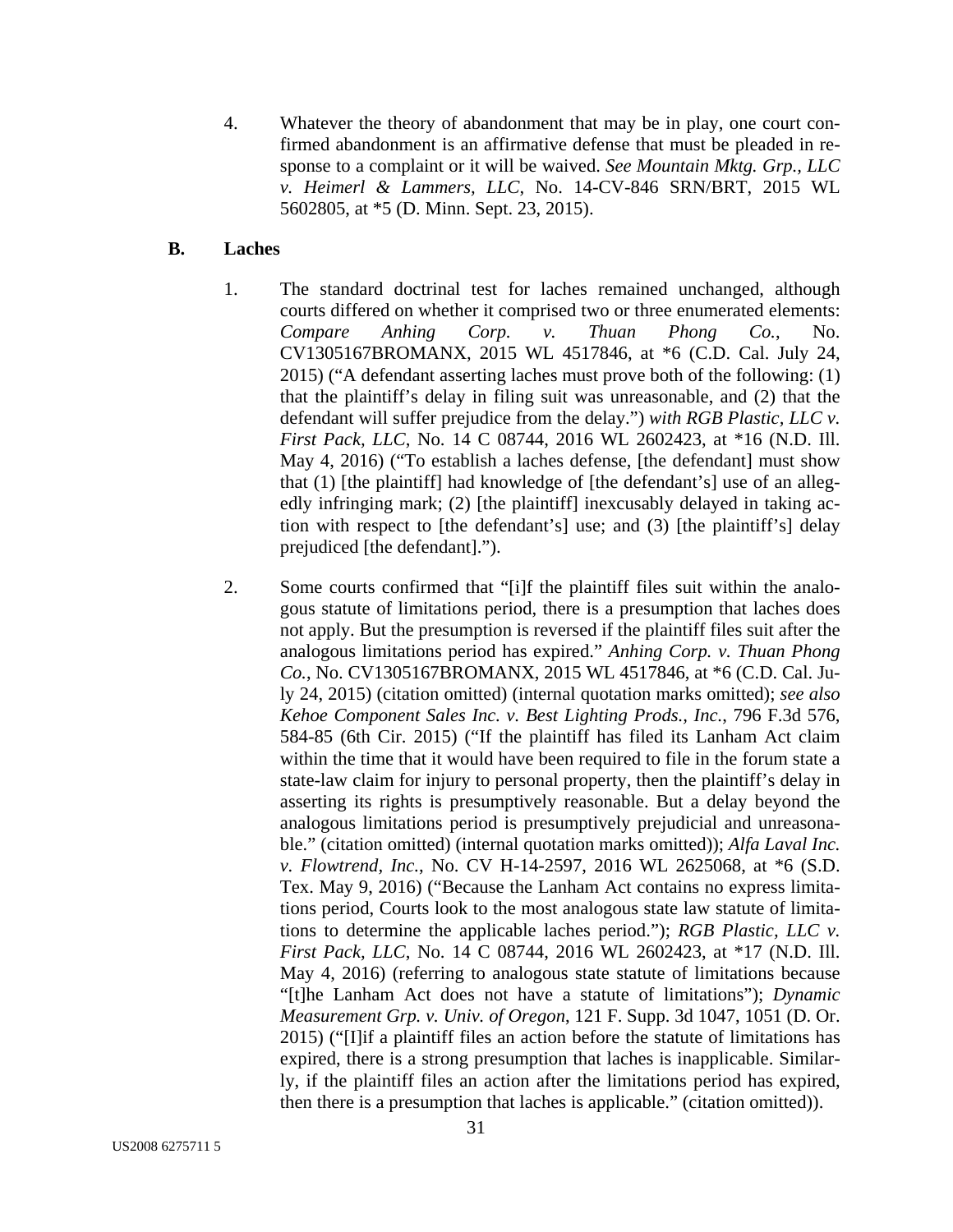4. Whatever the theory of abandonment that may be in play, one court confirmed abandonment is an affirmative defense that must be pleaded in response to a complaint or it will be waived. *See Mountain Mktg. Grp., LLC v. Heimerl & Lammers, LLC*, No. 14-CV-846 SRN/BRT, 2015 WL 5602805, at *5 (D. Minn. Sept. 23, 2015).

### B. Laches

1. The standard doctrinal test for laches remained unchanged, although courts differed on whether it comprised two or three enumerated elements: *Compare Anhing Corp. v. Thuan Phong Co.*, No. CV1305167BROMANX, 2015 WL 4517846, at *6 (C.D. Cal. July 24, 2015) ("A defendant asserting laches must prove both of the following: (1) that the plaintiff's delay in filing suit was unreasonable, and (2) that the defendant will suffer prejudice from the delay.") *with RGB Plastic, LLC v. First Pack, LLC*, No. 14 C 08744, 2016 WL 2602423, at *16 (N.D. Ill. May 4, 2016) ("To establish a laches defense, [the defendant] must show that (1) [the plaintiff] had knowledge of [the defendant's] use of an allegedly infringing mark; (2) [the plaintiff] inexcusably delayed in taking action with respect to [the defendant's] use; and (3) [the plaintiff's] delay prejudiced [the defendant].").

2. Some courts confirmed that "[i]f the plaintiff files suit within the analogous statute of limitations period, there is a presumption that laches does not apply. But the presumption is reversed if the plaintiff files suit after the analogous limitations period has expired." *Anhing Corp. v. Thuan Phong Co.*, No. CV1305167BROMANX, 2015 WL 4517846, at *6 (C.D. Cal. July 24, 2015) (citation omitted) (internal quotation marks omitted); *see also Kehoe Component Sales Inc. v. Best Lighting Prods., Inc.*, 796 F.3d 576, 584-85 (6th Cir. 2015) ("If the plaintiff has filed its Lanham Act claim within the time that it would have been required to file in the forum state a state-law claim for injury to personal property, then the plaintiff's delay in asserting its rights is presumptively reasonable. But a delay beyond the analogous limitations period is presumptively prejudicial and unreasonable." (citation omitted) (internal quotation marks omitted)); *Alfa Laval Inc. v. Flowtrend, Inc.*, No. CV H-14-2597, 2016 WL 2625068, at *6 (S.D. Tex. May 9, 2016) ("Because the Lanham Act contains no express limitations period, Courts look to the most analogous state law statute of limitations to determine the applicable laches period."); *RGB Plastic, LLC v. First Pack, LLC*, No. 14 C 08744, 2016 WL 2602423, at *17 (N.D. Ill. May 4, 2016) (referring to analogous state statute of limitations because "[t]he Lanham Act does not have a statute of limitations"); *Dynamic Measurement Grp. v. Univ. of Oregon*, 121 F. Supp. 3d 1047, 1051 (D. Or. 2015) ("[I]if a plaintiff files an action before the statute of limitations has expired, there is a strong presumption that laches is inapplicable. Similarly, if the plaintiff files an action after the limitations period has expired, then there is a presumption that laches is applicable." (citation omitted)).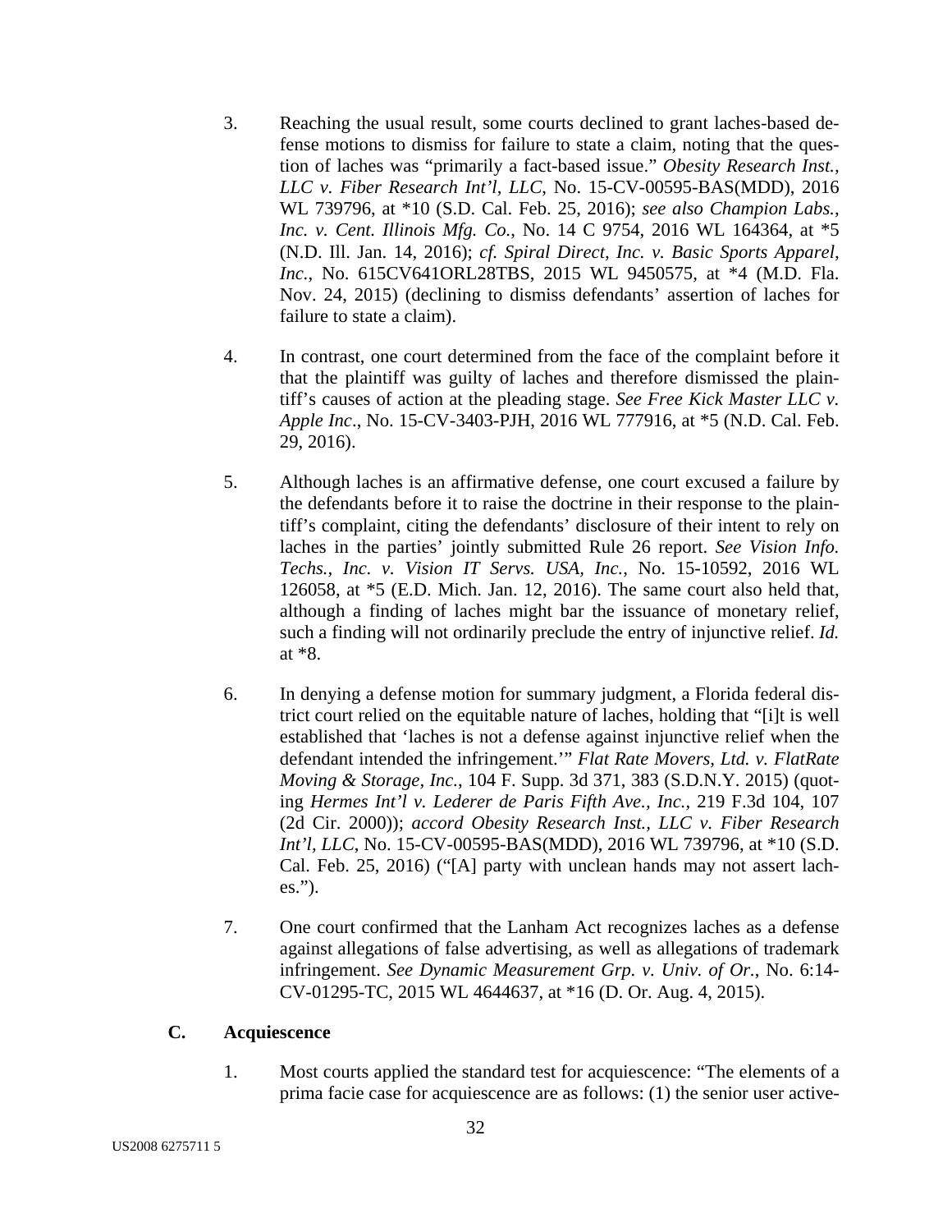3. Reaching the usual result, some courts declined to grant laches-based defense motions to dismiss for failure to state a claim, noting that the question of laches was "primarily a fact-based issue." *Obesity Research Inst., LLC v. Fiber Research Int'l, LLC*, No. 15-CV-00595-BAS(MDD), 2016 WL 739796, at *10 (S.D. Cal. Feb. 25, 2016); *see also Champion Labs., Inc. v. Cent. Illinois Mfg. Co.*, No. 14 C 9754, 2016 WL 164364, at *5 (N.D. Ill. Jan. 14, 2016); *cf. Spiral Direct, Inc. v. Basic Sports Apparel, Inc.*, No. 615CV641ORL28TBS, 2015 WL 9450575, at *4 (M.D. Fla. Nov. 24, 2015) (declining to dismiss defendants' assertion of laches for failure to state a claim).

4. In contrast, one court determined from the face of the complaint before it that the plaintiff was guilty of laches and therefore dismissed the plaintiff's causes of action at the pleading stage. *See Free Kick Master LLC v. Apple Inc*., No. 15-CV-3403-PJH, 2016 WL 777916, at *5 (N.D. Cal. Feb. 29, 2016).

5. Although laches is an affirmative defense, one court excused a failure by the defendants before it to raise the doctrine in their response to the plaintiff's complaint, citing the defendants' disclosure of their intent to rely on laches in the parties' jointly submitted Rule 26 report. *See Vision Info. Techs., Inc. v. Vision IT Servs. USA, Inc.*, No. 15-10592, 2016 WL 126058, at *5 (E.D. Mich. Jan. 12, 2016). The same court also held that, although a finding of laches might bar the issuance of monetary relief, such a finding will not ordinarily preclude the entry of injunctive relief. *Id.* at *8.

6. In denying a defense motion for summary judgment, a Florida federal district court relied on the equitable nature of laches, holding that "[i]t is well established that 'laches is not a defense against injunctive relief when the defendant intended the infringement.'" *Flat Rate Movers, Ltd. v. FlatRate Moving & Storage, Inc.*, 104 F. Supp. 3d 371, 383 (S.D.N.Y. 2015) (quoting *Hermes Int'l v. Lederer de Paris Fifth Ave., Inc.*, 219 F.3d 104, 107 (2d Cir. 2000)); *accord Obesity Research Inst., LLC v. Fiber Research Int'l, LLC*, No. 15-CV-00595-BAS(MDD), 2016 WL 739796, at *10 (S.D. Cal. Feb. 25, 2016) ("[A] party with unclean hands may not assert laches.").

7. One court confirmed that the Lanham Act recognizes laches as a defense against allegations of false advertising, as well as allegations of trademark infringement. *See Dynamic Measurement Grp. v. Univ. of Or.*, No. 6:14-CV-01295-TC, 2015 WL 4644637, at *16 (D. Or. Aug. 4, 2015).

### C. Acquiescence

1. Most courts applied the standard test for acquiescence: "The elements of a prima facie case for acquiescence are as follows: (1) the senior user active-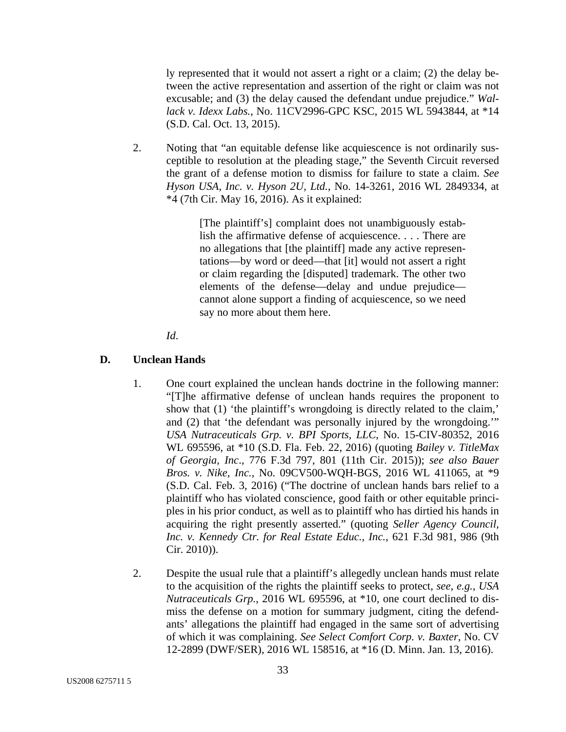ly represented that it would not assert a right or a claim; (2) the delay between the active representation and assertion of the right or claim was not excusable; and (3) the delay caused the defendant undue prejudice." *Wallack v. Idexx Labs.*, No. 11CV2996-GPC KSC, 2015 WL 5943844, at *14 (S.D. Cal. Oct. 13, 2015).

2. Noting that "an equitable defense like acquiescence is not ordinarily susceptible to resolution at the pleading stage," the Seventh Circuit reversed the grant of a defense motion to dismiss for failure to state a claim. *See Hyson USA, Inc. v. Hyson 2U, Ltd.*, No. 14-3261, 2016 WL 2849334, at *4 (7th Cir. May 16, 2016). As it explained:

   > [The plaintiff's] complaint does not unambiguously establish the affirmative defense of acquiescence. . . . There are no allegations that [the plaintiff] made any active representations—by word or deed—that [it] would not assert a right or claim regarding the [disputed] trademark. The other two elements of the defense—delay and undue prejudice—cannot alone support a finding of acquiescence, so we need say no more about them here.

   *Id.*

### D. Unclean Hands

1. One court explained the unclean hands doctrine in the following manner: "[T]he affirmative defense of unclean hands requires the proponent to show that (1) 'the plaintiff's wrongdoing is directly related to the claim,' and (2) that 'the defendant was personally injured by the wrongdoing.'" *USA Nutraceuticals Grp. v. BPI Sports, LLC*, No. 15-CIV-80352, 2016 WL 695596, at *10 (S.D. Fla. Feb. 22, 2016) (quoting *Bailey v. TitleMax of Georgia, Inc*., 776 F.3d 797, 801 (11th Cir. 2015)); *see also Bauer Bros. v. Nike, Inc.*, No. 09CV500-WQH-BGS, 2016 WL 411065, at *9 (S.D. Cal. Feb. 3, 2016) ("The doctrine of unclean hands bars relief to a plaintiff who has violated conscience, good faith or other equitable principles in his prior conduct, as well as to plaintiff who has dirtied his hands in acquiring the right presently asserted." (quoting *Seller Agency Council, Inc. v. Kennedy Ctr. for Real Estate Educ., Inc.*, 621 F.3d 981, 986 (9th Cir. 2010)).

2. Despite the usual rule that a plaintiff's allegedly unclean hands must relate to the acquisition of the rights the plaintiff seeks to protect, *see, e.g.*, *USA Nutraceuticals Grp.*, 2016 WL 695596, at *10, one court declined to dismiss the defense on a motion for summary judgment, citing the defendants' allegations the plaintiff had engaged in the same sort of advertising of which it was complaining. *See Select Comfort Corp. v. Baxter*, No. CV 12-2899 (DWF/SER), 2016 WL 158516, at *16 (D. Minn. Jan. 13, 2016).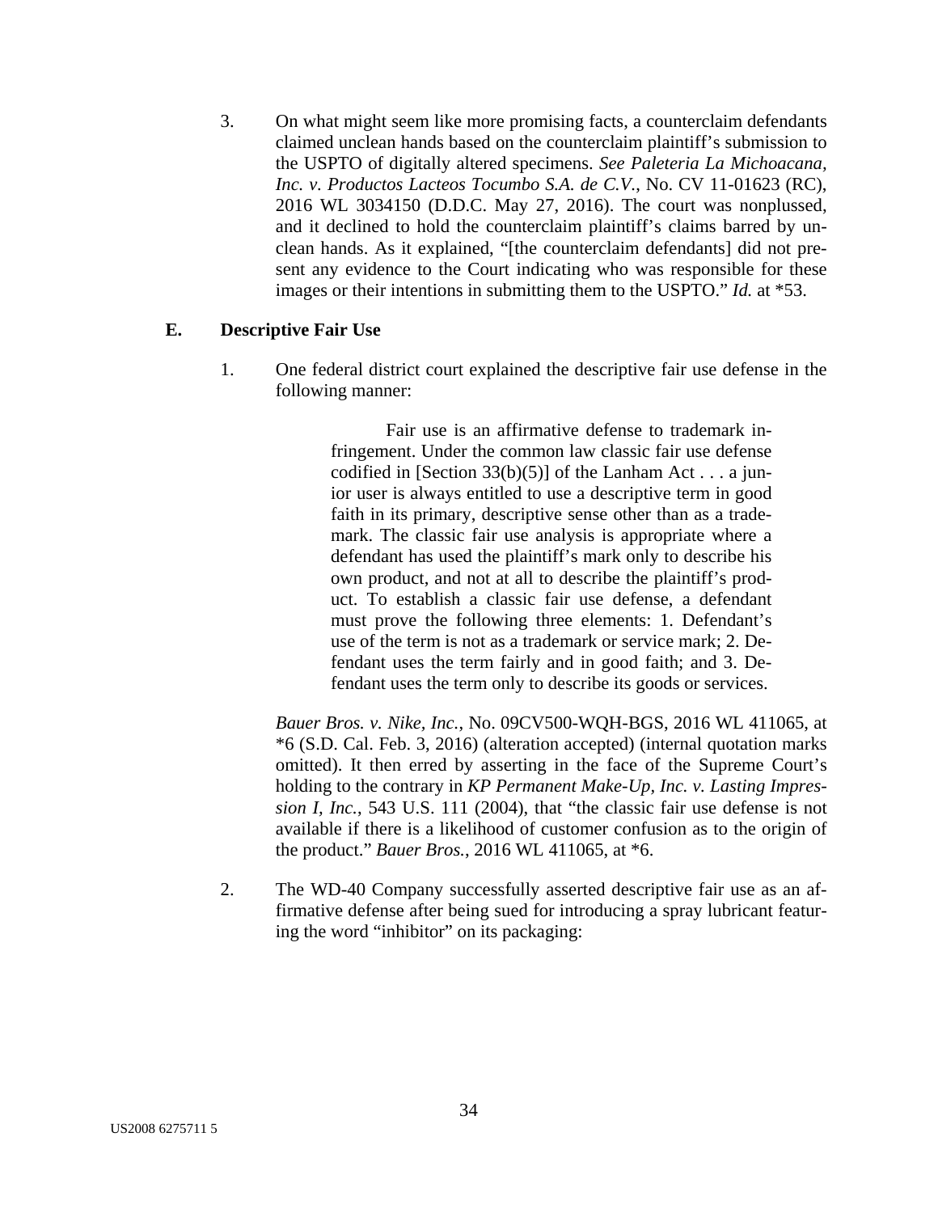3. On what might seem like more promising facts, a counterclaim defendants claimed unclean hands based on the counterclaim plaintiff's submission to the USPTO of digitally altered specimens. *See Paleteria La Michoacana, Inc. v. Productos Lacteos Tocumbo S.A. de C.V.*, No. CV 11-01623 (RC), 2016 WL 3034150 (D.D.C. May 27, 2016). The court was nonplussed, and it declined to hold the counterclaim plaintiff's claims barred by unclean hands. As it explained, "[the counterclaim defendants] did not present any evidence to the Court indicating who was responsible for these images or their intentions in submitting them to the USPTO." *Id.* at *53.

### E. Descriptive Fair Use

1. One federal district court explained the descriptive fair use defense in the following manner:

> Fair use is an affirmative defense to trademark infringement. Under the common law classic fair use defense codified in [Section 33(b)(5)] of the Lanham Act . . . a junior user is always entitled to use a descriptive term in good faith in its primary, descriptive sense other than as a trademark. The classic fair use analysis is appropriate where a defendant has used the plaintiff's mark only to describe his own product, and not at all to describe the plaintiff's product. To establish a classic fair use defense, a defendant must prove the following three elements: 1. Defendant's use of the term is not as a trademark or service mark; 2. Defendant uses the term fairly and in good faith; and 3. Defendant uses the term only to describe its goods or services.

*Bauer Bros. v. Nike, Inc.*, No. 09CV500-WQH-BGS, 2016 WL 411065, at *6 (S.D. Cal. Feb. 3, 2016) (alteration accepted) (internal quotation marks omitted). It then erred by asserting in the face of the Supreme Court's holding to the contrary in *KP Permanent Make-Up, Inc. v. Lasting Impression I, Inc.*, 543 U.S. 111 (2004), that "the classic fair use defense is not available if there is a likelihood of customer confusion as to the origin of the product." *Bauer Bros.*, 2016 WL 411065, at *6.

2. The WD-40 Company successfully asserted descriptive fair use as an affirmative defense after being sued for introducing a spray lubricant featuring the word "inhibitor" on its packaging: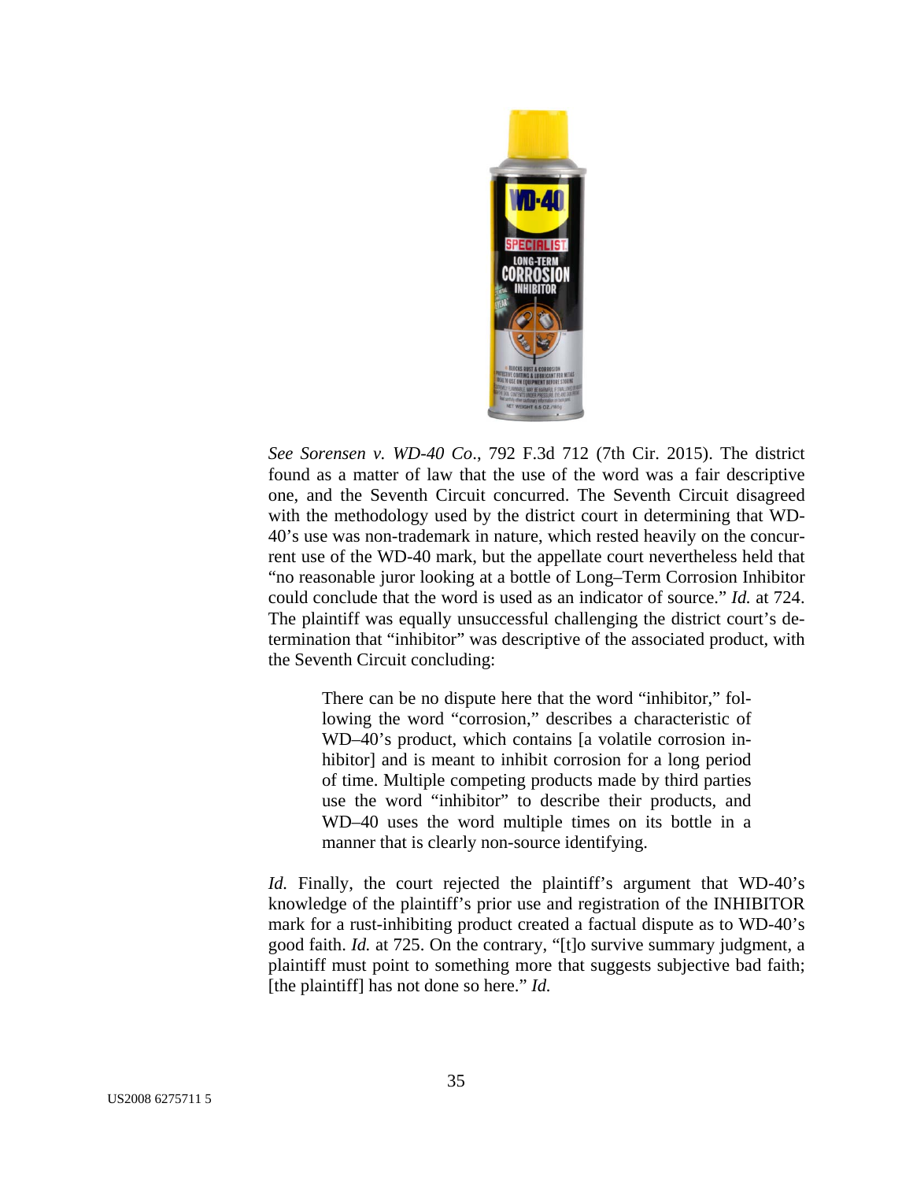*See Sorensen v. WD-40 Co*., 792 F.3d 712 (7th Cir. 2015). The district found as a matter of law that the use of the word was a fair descriptive one, and the Seventh Circuit concurred. The Seventh Circuit disagreed with the methodology used by the district court in determining that WD-40's use was non-trademark in nature, which rested heavily on the concurrent use of the WD-40 mark, but the appellate court nevertheless held that "no reasonable juror looking at a bottle of Long–Term Corrosion Inhibitor could conclude that the word is used as an indicator of source." *Id.* at 724. The plaintiff was equally unsuccessful challenging the district court's determination that "inhibitor" was descriptive of the associated product, with the Seventh Circuit concluding:

> There can be no dispute here that the word "inhibitor," following the word "corrosion," describes a characteristic of WD–40's product, which contains [a volatile corrosion inhibitor] and is meant to inhibit corrosion for a long period of time. Multiple competing products made by third parties use the word "inhibitor" to describe their products, and WD–40 uses the word multiple times on its bottle in a manner that is clearly non-source identifying.

*Id.* Finally, the court rejected the plaintiff's argument that WD-40's knowledge of the plaintiff's prior use and registration of the INHIBITOR mark for a rust-inhibiting product created a factual dispute as to WD-40's good faith. *Id.* at 725. On the contrary, "[t]o survive summary judgment, a plaintiff must point to something more that suggests subjective bad faith; [the plaintiff] has not done so here." *Id.*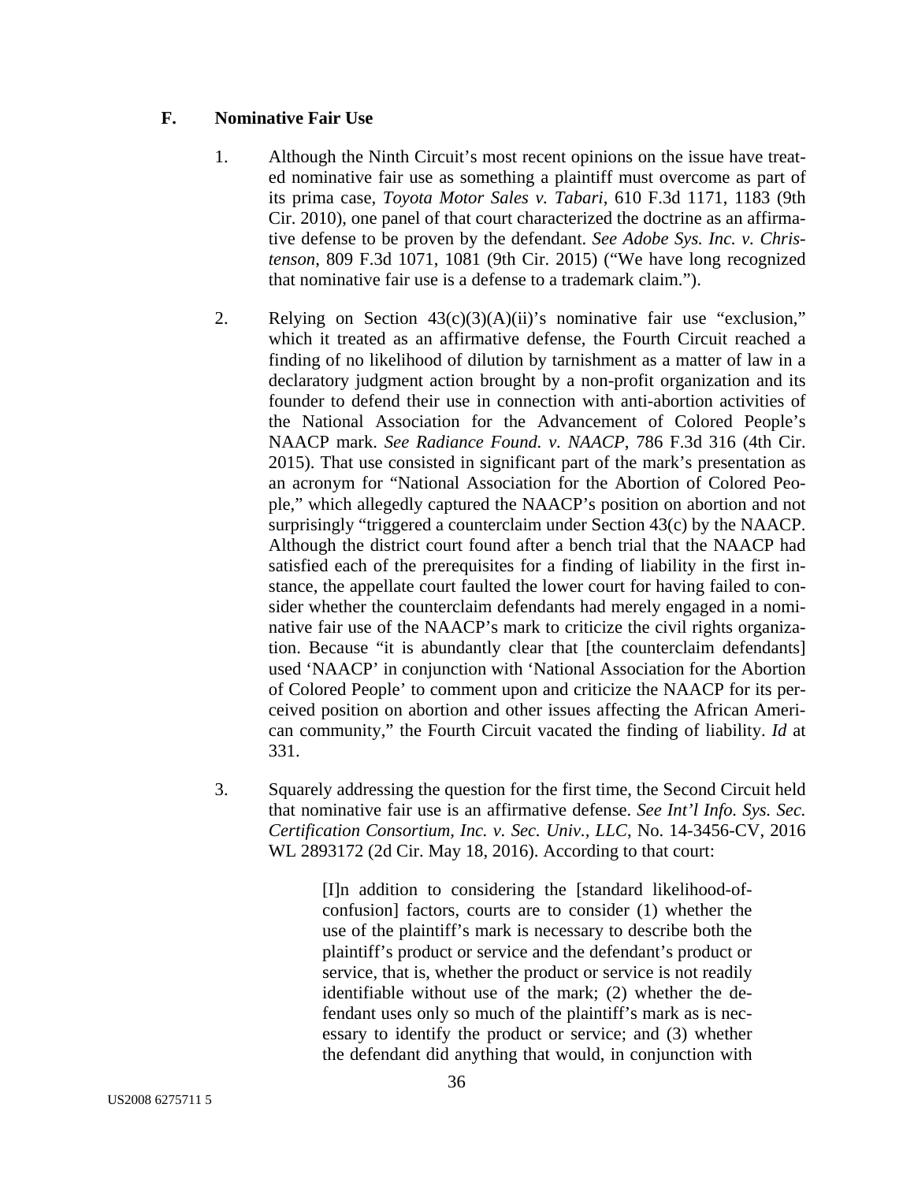### F. Nominative Fair Use

1. Although the Ninth Circuit's most recent opinions on the issue have treated nominative fair use as something a plaintiff must overcome as part of its prima case, *Toyota Motor Sales v. Tabari*, 610 F.3d 1171, 1183 (9th Cir. 2010), one panel of that court characterized the doctrine as an affirmative defense to be proven by the defendant. *See Adobe Sys. Inc. v. Christenson*, 809 F.3d 1071, 1081 (9th Cir. 2015) ("We have long recognized that nominative fair use is a defense to a trademark claim.").

2. Relying on Section 43(c)(3)(A)(ii)'s nominative fair use "exclusion," which it treated as an affirmative defense, the Fourth Circuit reached a finding of no likelihood of dilution by tarnishment as a matter of law in a declaratory judgment action brought by a non-profit organization and its founder to defend their use in connection with anti-abortion activities of the National Association for the Advancement of Colored People's NAACP mark. *See Radiance Found. v. NAACP*, 786 F.3d 316 (4th Cir. 2015). That use consisted in significant part of the mark's presentation as an acronym for "National Association for the Abortion of Colored People," which allegedly captured the NAACP's position on abortion and not surprisingly "triggered a counterclaim under Section 43(c) by the NAACP. Although the district court found after a bench trial that the NAACP had satisfied each of the prerequisites for a finding of liability in the first instance, the appellate court faulted the lower court for having failed to consider whether the counterclaim defendants had merely engaged in a nominative fair use of the NAACP's mark to criticize the civil rights organization. Because "it is abundantly clear that [the counterclaim defendants] used 'NAACP' in conjunction with 'National Association for the Abortion of Colored People' to comment upon and criticize the NAACP for its perceived position on abortion and other issues affecting the African American community," the Fourth Circuit vacated the finding of liability. *Id* at 331.

3. Squarely addressing the question for the first time, the Second Circuit held that nominative fair use is an affirmative defense. *See Int'l Info. Sys. Sec. Certification Consortium, Inc. v. Sec. Univ., LLC*, No. 14-3456-CV, 2016 WL 2893172 (2d Cir. May 18, 2016). According to that court:

> [I]n addition to considering the [standard likelihood-of-confusion] factors, courts are to consider (1) whether the use of the plaintiff's mark is necessary to describe both the plaintiff's product or service and the defendant's product or service, that is, whether the product or service is not readily identifiable without use of the mark; (2) whether the defendant uses only so much of the plaintiff's mark as is necessary to identify the product or service; and (3) whether the defendant did anything that would, in conjunction with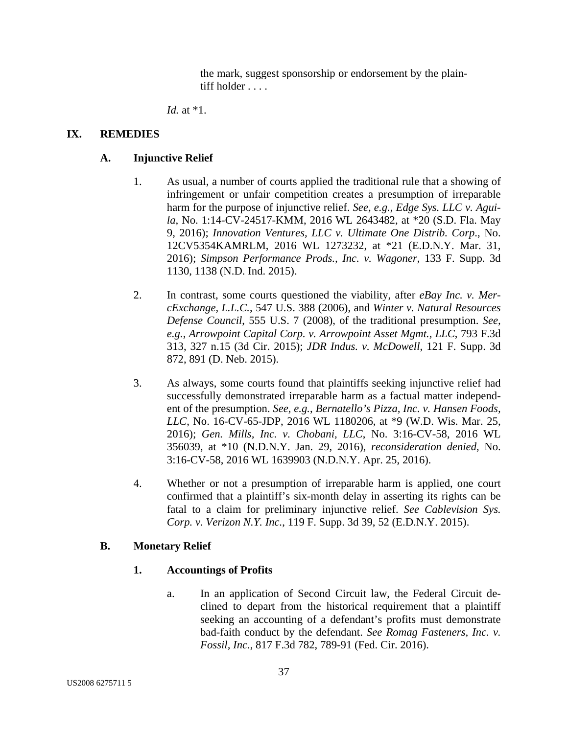the mark, suggest sponsorship or endorsement by the plaintiff holder . . . .

*Id.* at *1.

## IX. REMEDIES

### A. Injunctive Relief

1. As usual, a number of courts applied the traditional rule that a showing of infringement or unfair competition creates a presumption of irreparable harm for the purpose of injunctive relief. *See, e.g.*, *Edge Sys. LLC v. Aguila*, No. 1:14-CV-24517-KMM, 2016 WL 2643482, at *20 (S.D. Fla. May 9, 2016); *Innovation Ventures, LLC v. Ultimate One Distrib. Corp.*, No. 12CV5354KAMRLM, 2016 WL 1273232, at *21 (E.D.N.Y. Mar. 31, 2016); *Simpson Performance Prods., Inc. v. Wagoner*, 133 F. Supp. 3d 1130, 1138 (N.D. Ind. 2015).

2. In contrast, some courts questioned the viability, after *eBay Inc. v. MercExchange, L.L.C.*, 547 U.S. 388 (2006), and *Winter v. Natural Resources Defense Council*, 555 U.S. 7 (2008), of the traditional presumption. *See, e.g.*, *Arrowpoint Capital Corp. v. Arrowpoint Asset Mgmt., LLC*, 793 F.3d 313, 327 n.15 (3d Cir. 2015); *JDR Indus. v. McDowell*, 121 F. Supp. 3d 872, 891 (D. Neb. 2015).

3. As always, some courts found that plaintiffs seeking injunctive relief had successfully demonstrated irreparable harm as a factual matter independent of the presumption. *See, e.g.*, *Bernatello's Pizza, Inc. v. Hansen Foods, LLC*, No. 16-CV-65-JDP, 2016 WL 1180206, at *9 (W.D. Wis. Mar. 25, 2016); *Gen. Mills, Inc. v. Chobani, LLC*, No. 3:16-CV-58, 2016 WL 356039, at *10 (N.D.N.Y. Jan. 29, 2016), *reconsideration denied*, No. 3:16-CV-58, 2016 WL 1639903 (N.D.N.Y. Apr. 25, 2016).

4. Whether or not a presumption of irreparable harm is applied, one court confirmed that a plaintiff's six-month delay in asserting its rights can be fatal to a claim for preliminary injunctive relief. *See Cablevision Sys. Corp. v. Verizon N.Y. Inc.*, 119 F. Supp. 3d 39, 52 (E.D.N.Y. 2015).

### B. Monetary Relief

#### 1. Accountings of Profits

a. In an application of Second Circuit law, the Federal Circuit declined to depart from the historical requirement that a plaintiff seeking an accounting of a defendant's profits must demonstrate bad-faith conduct by the defendant. *See Romag Fasteners, Inc. v. Fossil, Inc.*, 817 F.3d 782, 789-91 (Fed. Cir. 2016).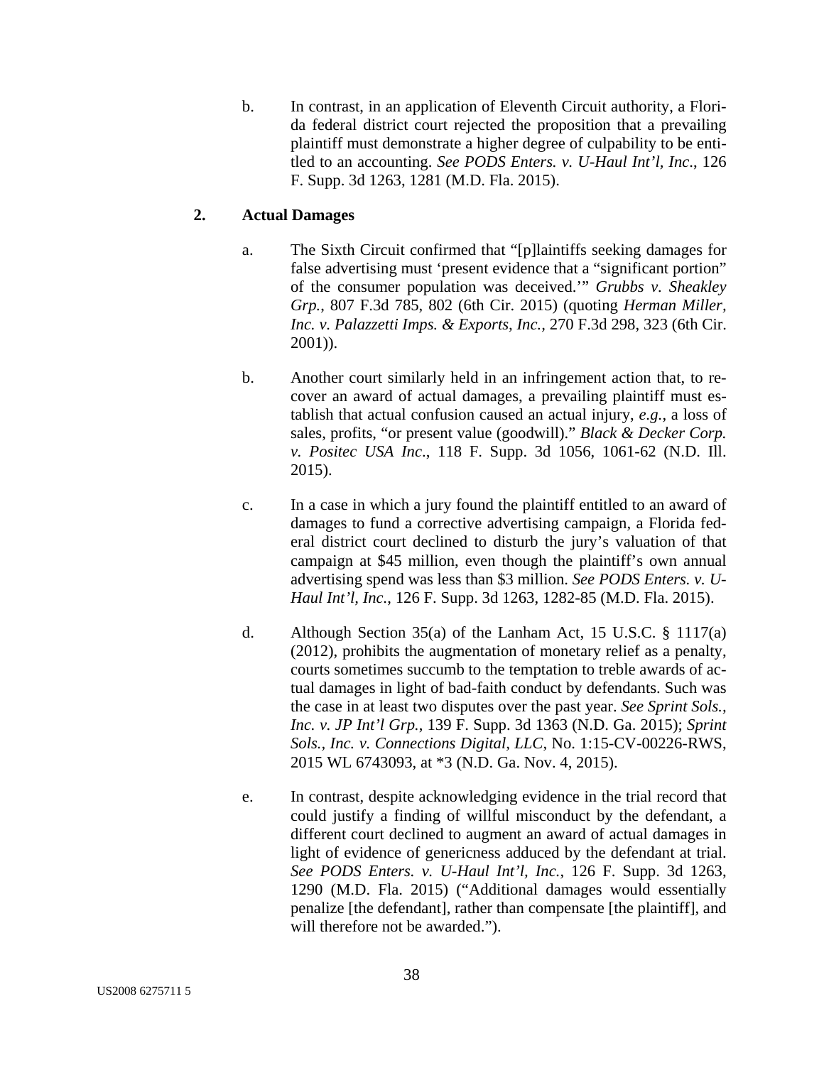b. In contrast, in an application of Eleventh Circuit authority, a Florida federal district court rejected the proposition that a prevailing plaintiff must demonstrate a higher degree of culpability to be entitled to an accounting. *See PODS Enters. v. U-Haul Int'l, Inc.*, 126 F. Supp. 3d 1263, 1281 (M.D. Fla. 2015).

### 2. Actual Damages

a. The Sixth Circuit confirmed that "[p]laintiffs seeking damages for false advertising must 'present evidence that a "significant portion" of the consumer population was deceived.'" *Grubbs v. Sheakley Grp.*, 807 F.3d 785, 802 (6th Cir. 2015) (quoting *Herman Miller, Inc. v. Palazzetti Imps. & Exports, Inc.*, 270 F.3d 298, 323 (6th Cir. 2001)).

b. Another court similarly held in an infringement action that, to recover an award of actual damages, a prevailing plaintiff must establish that actual confusion caused an actual injury, *e.g.*, a loss of sales, profits, "or present value (goodwill)." *Black & Decker Corp. v. Positec USA Inc.*, 118 F. Supp. 3d 1056, 1061-62 (N.D. Ill. 2015).

c. In a case in which a jury found the plaintiff entitled to an award of damages to fund a corrective advertising campaign, a Florida federal district court declined to disturb the jury's valuation of that campaign at $45 million, even though the plaintiff's own annual advertising spend was less than $3 million. *See PODS Enters. v. U-Haul Int'l, Inc.*, 126 F. Supp. 3d 1263, 1282-85 (M.D. Fla. 2015).

d. Although Section 35(a) of the Lanham Act, 15 U.S.C. § 1117(a) (2012), prohibits the augmentation of monetary relief as a penalty, courts sometimes succumb to the temptation to treble awards of actual damages in light of bad-faith conduct by defendants. Such was the case in at least two disputes over the past year. *See Sprint Sols., Inc. v. JP Int'l Grp.*, 139 F. Supp. 3d 1363 (N.D. Ga. 2015); *Sprint Sols., Inc. v. Connections Digital, LLC*, No. 1:15-CV-00226-RWS, 2015 WL 6743093, at *3 (N.D. Ga. Nov. 4, 2015).

e. In contrast, despite acknowledging evidence in the trial record that could justify a finding of willful misconduct by the defendant, a different court declined to augment an award of actual damages in light of evidence of genericness adduced by the defendant at trial. *See PODS Enters. v. U-Haul Int'l, Inc.*, 126 F. Supp. 3d 1263, 1290 (M.D. Fla. 2015) ("Additional damages would essentially penalize [the defendant], rather than compensate [the plaintiff], and will therefore not be awarded.").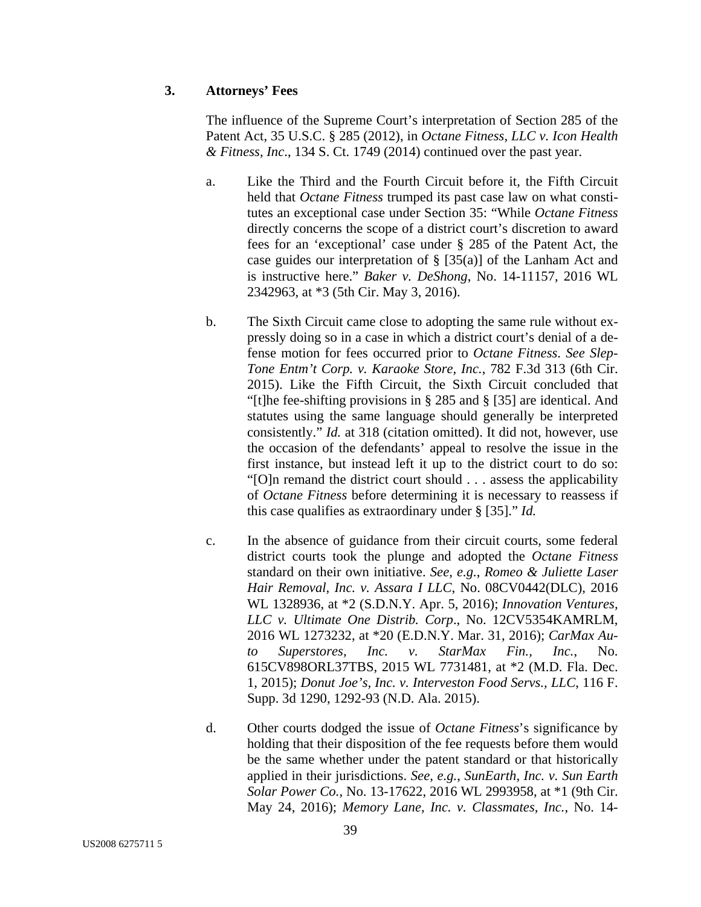### 3. Attorneys' Fees

The influence of the Supreme Court's interpretation of Section 285 of the Patent Act, 35 U.S.C. § 285 (2012), in *Octane Fitness, LLC v. Icon Health & Fitness, Inc*., 134 S. Ct. 1749 (2014) continued over the past year.

a. Like the Third and the Fourth Circuit before it, the Fifth Circuit held that *Octane Fitness* trumped its past case law on what constitutes an exceptional case under Section 35: "While *Octane Fitness* directly concerns the scope of a district court's discretion to award fees for an 'exceptional' case under § 285 of the Patent Act, the case guides our interpretation of § [35(a)] of the Lanham Act and is instructive here." *Baker v. DeShong*, No. 14-11157, 2016 WL 2342963, at *3 (5th Cir. May 3, 2016).

b. The Sixth Circuit came close to adopting the same rule without expressly doing so in a case in which a district court's denial of a defense motion for fees occurred prior to *Octane Fitness*. *See Slep-Tone Entm't Corp. v. Karaoke Store, Inc.*, 782 F.3d 313 (6th Cir. 2015). Like the Fifth Circuit, the Sixth Circuit concluded that "[t]he fee-shifting provisions in § 285 and § [35] are identical. And statutes using the same language should generally be interpreted consistently." *Id.* at 318 (citation omitted). It did not, however, use the occasion of the defendants' appeal to resolve the issue in the first instance, but instead left it up to the district court to do so: "[O]n remand the district court should . . . assess the applicability of *Octane Fitness* before determining it is necessary to reassess if this case qualifies as extraordinary under § [35]." *Id.*

c. In the absence of guidance from their circuit courts, some federal district courts took the plunge and adopted the *Octane Fitness* standard on their own initiative. *See, e.g.*, *Romeo & Juliette Laser Hair Removal, Inc. v. Assara I LLC*, No. 08CV0442(DLC), 2016 WL 1328936, at *2 (S.D.N.Y. Apr. 5, 2016); *Innovation Ventures, LLC v. Ultimate One Distrib. Corp*., No. 12CV5354KAMRLM, 2016 WL 1273232, at *20 (E.D.N.Y. Mar. 31, 2016); *CarMax Auto Superstores, Inc. v. StarMax Fin., Inc.*, No. 615CV898ORL37TBS, 2015 WL 7731481, at *2 (M.D. Fla. Dec. 1, 2015); *Donut Joe's, Inc. v. Interveston Food Servs., LLC*, 116 F. Supp. 3d 1290, 1292-93 (N.D. Ala. 2015).

d. Other courts dodged the issue of *Octane Fitness*'s significance by holding that their disposition of the fee requests before them would be the same whether under the patent standard or that historically applied in their jurisdictions. *See, e.g.*, *SunEarth, Inc. v. Sun Earth Solar Power Co.*, No. 13-17622, 2016 WL 2993958, at *1 (9th Cir. May 24, 2016); *Memory Lane, Inc. v. Classmates, Inc.*, No. 14-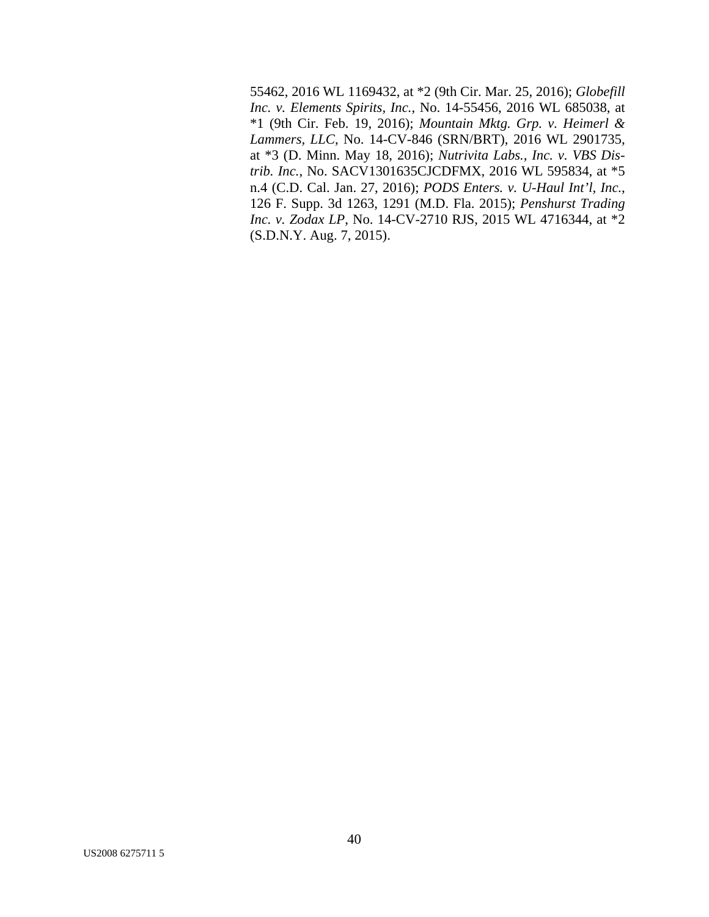55462, 2016 WL 1169432, at *2 (9th Cir. Mar. 25, 2016); *Globefill Inc. v. Elements Spirits, Inc.*, No. 14-55456, 2016 WL 685038, at *1 (9th Cir. Feb. 19, 2016); *Mountain Mktg. Grp. v. Heimerl & Lammers, LLC*, No. 14-CV-846 (SRN/BRT), 2016 WL 2901735, at *3 (D. Minn. May 18, 2016); *Nutrivita Labs., Inc. v. VBS Distrib. Inc.*, No. SACV1301635CJCDFMX, 2016 WL 595834, at *5 n.4 (C.D. Cal. Jan. 27, 2016); *PODS Enters. v. U-Haul Int'l, Inc.*, 126 F. Supp. 3d 1263, 1291 (M.D. Fla. 2015); *Penshurst Trading Inc. v. Zodax LP*, No. 14-CV-2710 RJS, 2015 WL 4716344, at *2 (S.D.N.Y. Aug. 7, 2015).